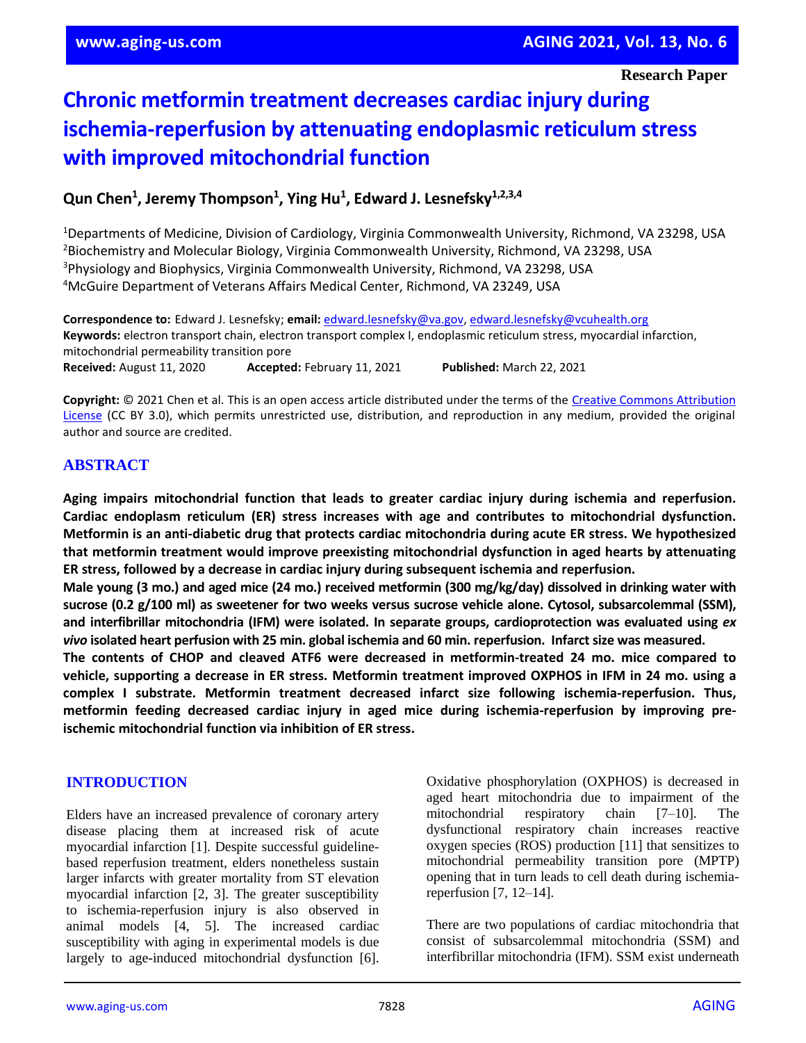**Research Paper**

# Chronic metformin treatment decreases cardiac injury during ischemia-reperfusion by attenuating endoplasmic reticulum stress with improved mitochondrial function

**Qun Chen[1], Jeremy Thompson[1], Ying Hu[1], Edward J. Lesnefsky[1,2,3,4]**

[1]Departments of Medicine, Division of Cardiology, Virginia Commonwealth University, Richmond, VA 23298, USA
[2]Biochemistry and Molecular Biology, Virginia Commonwealth University, Richmond, VA 23298, USA
[3]Physiology and Biophysics, Virginia Commonwealth University, Richmond, VA 23298, USA
[4]McGuire Department of Veterans Affairs Medical Center, Richmond, VA 23249, USA

**Correspondence to:** Edward J. Lesnefsky; **email:** edward.lesnefsky@va.gov, edward.lesnefsky@vcuhealth.org
**Keywords:** electron transport chain, electron transport complex I, endoplasmic reticulum stress, myocardial infarction, mitochondrial permeability transition pore
**Received:** August 11, 2020 **Accepted:** February 11, 2021 **Published:** March 22, 2021

**Copyright:** © 2021 Chen et al. This is an open access article distributed under the terms of the Creative Commons Attribution License (CC BY 3.0), which permits unrestricted use, distribution, and reproduction in any medium, provided the original author and source are credited.

## ABSTRACT

**Aging impairs mitochondrial function that leads to greater cardiac injury during ischemia and reperfusion. Cardiac endoplasm reticulum (ER) stress increases with age and contributes to mitochondrial dysfunction. Metformin is an anti-diabetic drug that protects cardiac mitochondria during acute ER stress. We hypothesized that metformin treatment would improve preexisting mitochondrial dysfunction in aged hearts by attenuating ER stress, followed by a decrease in cardiac injury during subsequent ischemia and reperfusion.**

**Male young (3 mo.) and aged mice (24 mo.) received metformin (300 mg/kg/day) dissolved in drinking water with sucrose (0.2 g/100 ml) as sweetener for two weeks versus sucrose vehicle alone. Cytosol, subsarcolemmal (SSM), and interfibrillar mitochondria (IFM) were isolated. In separate groups, cardioprotection was evaluated using *ex vivo* isolated heart perfusion with 25 min. global ischemia and 60 min. reperfusion. Infarct size was measured.**

**The contents of CHOP and cleaved ATF6 were decreased in metformin-treated 24 mo. mice compared to vehicle, supporting a decrease in ER stress. Metformin treatment improved OXPHOS in IFM in 24 mo. using a complex I substrate. Metformin treatment decreased infarct size following ischemia-reperfusion. Thus, metformin feeding decreased cardiac injury in aged mice during ischemia-reperfusion by improving pre-ischemic mitochondrial function via inhibition of ER stress.**

## INTRODUCTION

Elders have an increased prevalence of coronary artery disease placing them at increased risk of acute myocardial infarction [1]. Despite successful guideline-based reperfusion treatment, elders nonetheless sustain larger infarcts with greater mortality from ST elevation myocardial infarction [2, 3]. The greater susceptibility to ischemia-reperfusion injury is also observed in animal models [4, 5]. The increased cardiac susceptibility with aging in experimental models is due largely to age-induced mitochondrial dysfunction [6]. Oxidative phosphorylation (OXPHOS) is decreased in aged heart mitochondria due to impairment of the mitochondrial respiratory chain [7–10]. The dysfunctional respiratory chain increases reactive oxygen species (ROS) production [11] that sensitizes to mitochondrial permeability transition pore (MPTP) opening that in turn leads to cell death during ischemia-reperfusion [7, 12–14].

There are two populations of cardiac mitochondria that consist of subsarcolemmal mitochondria (SSM) and interfibrillar mitochondria (IFM). SSM exist underneath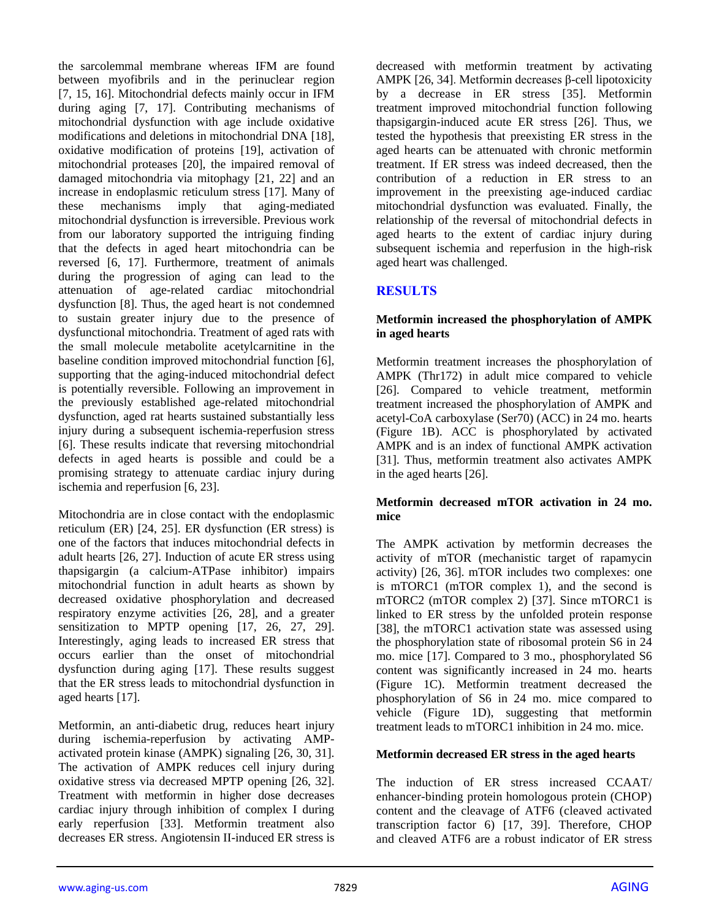the sarcolemmal membrane whereas IFM are found between myofibrils and in the perinuclear region [7, 15, 16]. Mitochondrial defects mainly occur in IFM during aging [7, 17]. Contributing mechanisms of mitochondrial dysfunction with age include oxidative modifications and deletions in mitochondrial DNA [18], oxidative modification of proteins [19], activation of mitochondrial proteases [20], the impaired removal of damaged mitochondria via mitophagy [21, 22] and an increase in endoplasmic reticulum stress [17]. Many of these mechanisms imply that aging-mediated mitochondrial dysfunction is irreversible. Previous work from our laboratory supported the intriguing finding that the defects in aged heart mitochondria can be reversed [6, 17]. Furthermore, treatment of animals during the progression of aging can lead to the attenuation of age-related cardiac mitochondrial dysfunction [8]. Thus, the aged heart is not condemned to sustain greater injury due to the presence of dysfunctional mitochondria. Treatment of aged rats with the small molecule metabolite acetylcarnitine in the baseline condition improved mitochondrial function [6], supporting that the aging-induced mitochondrial defect is potentially reversible. Following an improvement in the previously established age-related mitochondrial dysfunction, aged rat hearts sustained substantially less injury during a subsequent ischemia-reperfusion stress [6]. These results indicate that reversing mitochondrial defects in aged hearts is possible and could be a promising strategy to attenuate cardiac injury during ischemia and reperfusion [6, 23].

Mitochondria are in close contact with the endoplasmic reticulum (ER) [24, 25]. ER dysfunction (ER stress) is one of the factors that induces mitochondrial defects in adult hearts [26, 27]. Induction of acute ER stress using thapsigargin (a calcium-ATPase inhibitor) impairs mitochondrial function in adult hearts as shown by decreased oxidative phosphorylation and decreased respiratory enzyme activities [26, 28], and a greater sensitization to MPTP opening [17, 26, 27, 29]. Interestingly, aging leads to increased ER stress that occurs earlier than the onset of mitochondrial dysfunction during aging [17]. These results suggest that the ER stress leads to mitochondrial dysfunction in aged hearts [17].

Metformin, an anti-diabetic drug, reduces heart injury during ischemia-reperfusion by activating AMP-activated protein kinase (AMPK) signaling [26, 30, 31]. The activation of AMPK reduces cell injury during oxidative stress via decreased MPTP opening [26, 32]. Treatment with metformin in higher dose decreases cardiac injury through inhibition of complex I during early reperfusion [33]. Metformin treatment also decreases ER stress. Angiotensin II-induced ER stress is decreased with metformin treatment by activating AMPK [26, 34]. Metformin decreases β-cell lipotoxicity by a decrease in ER stress [35]. Metformin treatment improved mitochondrial function following thapsigargin-induced acute ER stress [26]. Thus, we tested the hypothesis that preexisting ER stress in the aged hearts can be attenuated with chronic metformin treatment. If ER stress was indeed decreased, then the contribution of a reduction in ER stress to an improvement in the preexisting age-induced cardiac mitochondrial dysfunction was evaluated. Finally, the relationship of the reversal of mitochondrial defects in aged hearts to the extent of cardiac injury during subsequent ischemia and reperfusion in the high-risk aged heart was challenged.

## RESULTS

### Metformin increased the phosphorylation of AMPK in aged hearts

Metformin treatment increases the phosphorylation of AMPK (Thr172) in adult mice compared to vehicle [26]. Compared to vehicle treatment, metformin treatment increased the phosphorylation of AMPK and acetyl-CoA carboxylase (Ser70) (ACC) in 24 mo. hearts (Figure 1B). ACC is phosphorylated by activated AMPK and is an index of functional AMPK activation [31]. Thus, metformin treatment also activates AMPK in the aged hearts [26].

### Metformin decreased mTOR activation in 24 mo. mice

The AMPK activation by metformin decreases the activity of mTOR (mechanistic target of rapamycin activity) [26, 36]. mTOR includes two complexes: one is mTORC1 (mTOR complex 1), and the second is mTORC2 (mTOR complex 2) [37]. Since mTORC1 is linked to ER stress by the unfolded protein response [38], the mTORC1 activation state was assessed using the phosphorylation state of ribosomal protein S6 in 24 mo. mice [17]. Compared to 3 mo., phosphorylated S6 content was significantly increased in 24 mo. hearts (Figure 1C). Metformin treatment decreased the phosphorylation of S6 in 24 mo. mice compared to vehicle (Figure 1D), suggesting that metformin treatment leads to mTORC1 inhibition in 24 mo. mice.

### Metformin decreased ER stress in the aged hearts

The induction of ER stress increased CCAAT/enhancer-binding protein homologous protein (CHOP) content and the cleavage of ATF6 (cleaved activated transcription factor 6) [17, 39]. Therefore, CHOP and cleaved ATF6 are a robust indicator of ER stress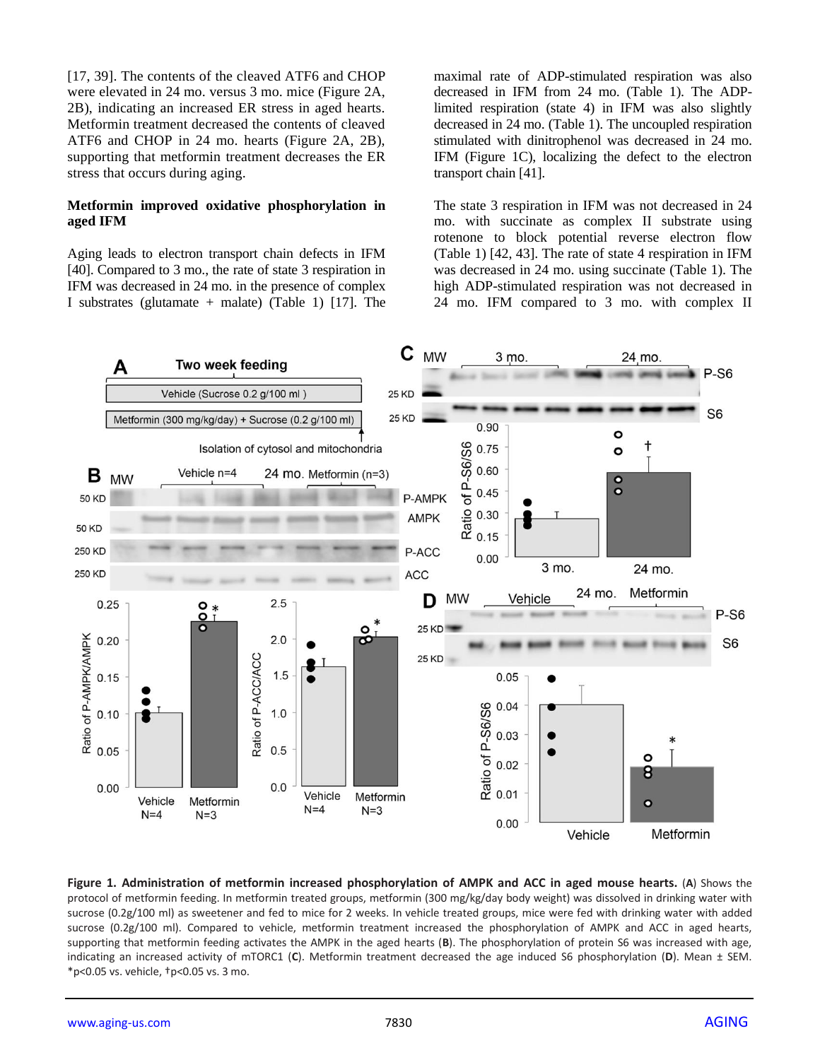[17, 39]. The contents of the cleaved ATF6 and CHOP were elevated in 24 mo. versus 3 mo. mice (Figure 2A, 2B), indicating an increased ER stress in aged hearts. Metformin treatment decreased the contents of cleaved ATF6 and CHOP in 24 mo. hearts (Figure 2A, 2B), supporting that metformin treatment decreases the ER stress that occurs during aging.

**Metformin improved oxidative phosphorylation in aged IFM**

Aging leads to electron transport chain defects in IFM [40]. Compared to 3 mo., the rate of state 3 respiration in IFM was decreased in 24 mo. in the presence of complex I substrates (glutamate + malate) (Table 1) [17]. The maximal rate of ADP-stimulated respiration was also decreased in IFM from 24 mo. (Table 1). The ADP-limited respiration (state 4) in IFM was also slightly decreased in 24 mo. (Table 1). The uncoupled respiration stimulated with dinitrophenol was decreased in 24 mo. IFM (Figure 1C), localizing the defect to the electron transport chain [41].

The state 3 respiration in IFM was not decreased in 24 mo. with succinate as complex II substrate using rotenone to block potential reverse electron flow (Table 1) [42, 43]. The rate of state 4 respiration in IFM was decreased in 24 mo. using succinate (Table 1). The high ADP-stimulated respiration was not decreased in 24 mo. IFM compared to 3 mo. with complex II

**Figure 1. Administration of metformin increased phosphorylation of AMPK and ACC in aged mouse hearts.** (**A**) Shows the protocol of metformin feeding. In metformin treated groups, metformin (300 mg/kg/day body weight) was dissolved in drinking water with sucrose (0.2g/100 ml) as sweetener and fed to mice for 2 weeks. In vehicle treated groups, mice were fed with drinking water with added sucrose (0.2g/100 ml). Compared to vehicle, metformin treatment increased the phosphorylation of AMPK and ACC in aged hearts, supporting that metformin feeding activates the AMPK in the aged hearts (**B**). The phosphorylation of protein S6 was increased with age, indicating an increased activity of mTORC1 (**C**). Metformin treatment decreased the age induced S6 phosphorylation (**D**). Mean ± SEM. *p<0.05 vs. vehicle, †p<0.05 vs. 3 mo.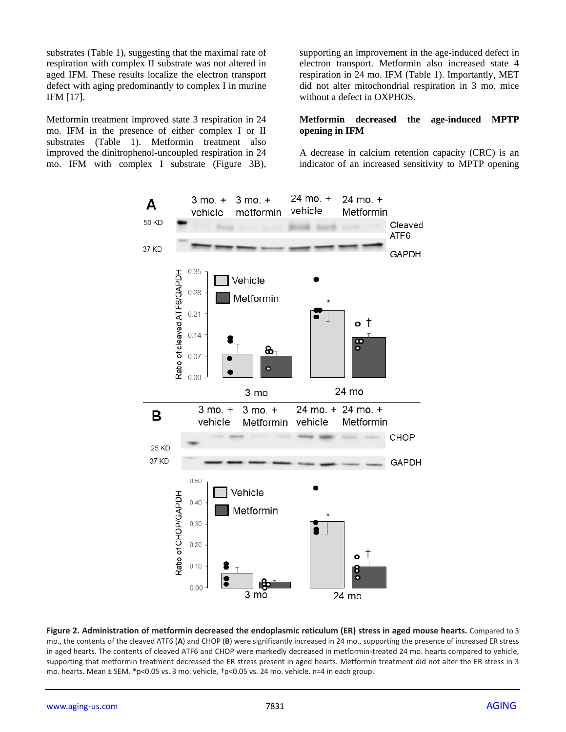substrates (Table 1), suggesting that the maximal rate of respiration with complex II substrate was not altered in aged IFM. These results localize the electron transport defect with aging predominantly to complex I in murine IFM [17].

Metformin treatment improved state 3 respiration in 24 mo. IFM in the presence of either complex I or II substrates (Table 1). Metformin treatment also improved the dinitrophenol-uncoupled respiration in 24 mo. IFM with complex I substrate (Figure 3B), supporting an improvement in the age-induced defect in electron transport. Metformin also increased state 4 respiration in 24 mo. IFM (Table 1). Importantly, MET did not alter mitochondrial respiration in 3 mo. mice without a defect in OXPHOS.

**Metformin decreased the age-induced MPTP opening in IFM**

A decrease in calcium retention capacity (CRC) is an indicator of an increased sensitivity to MPTP opening

**Figure 2. Administration of metformin decreased the endoplasmic reticulum (ER) stress in aged mouse hearts.** Compared to 3 mo., the contents of the cleaved ATF6 (**A**) and CHOP (**B**) were significantly increased in 24 mo., supporting the presence of increased ER stress in aged hearts. The contents of cleaved ATF6 and CHOP were markedly decreased in metformin-treated 24 mo. hearts compared to vehicle, supporting that metformin treatment decreased the ER stress present in aged hearts. Metformin treatment did not alter the ER stress in 3 mo. hearts. Mean ± SEM. *p<0.05 vs. 3 mo. vehicle, †p<0.05 vs. 24 mo. vehicle. n=4 in each group.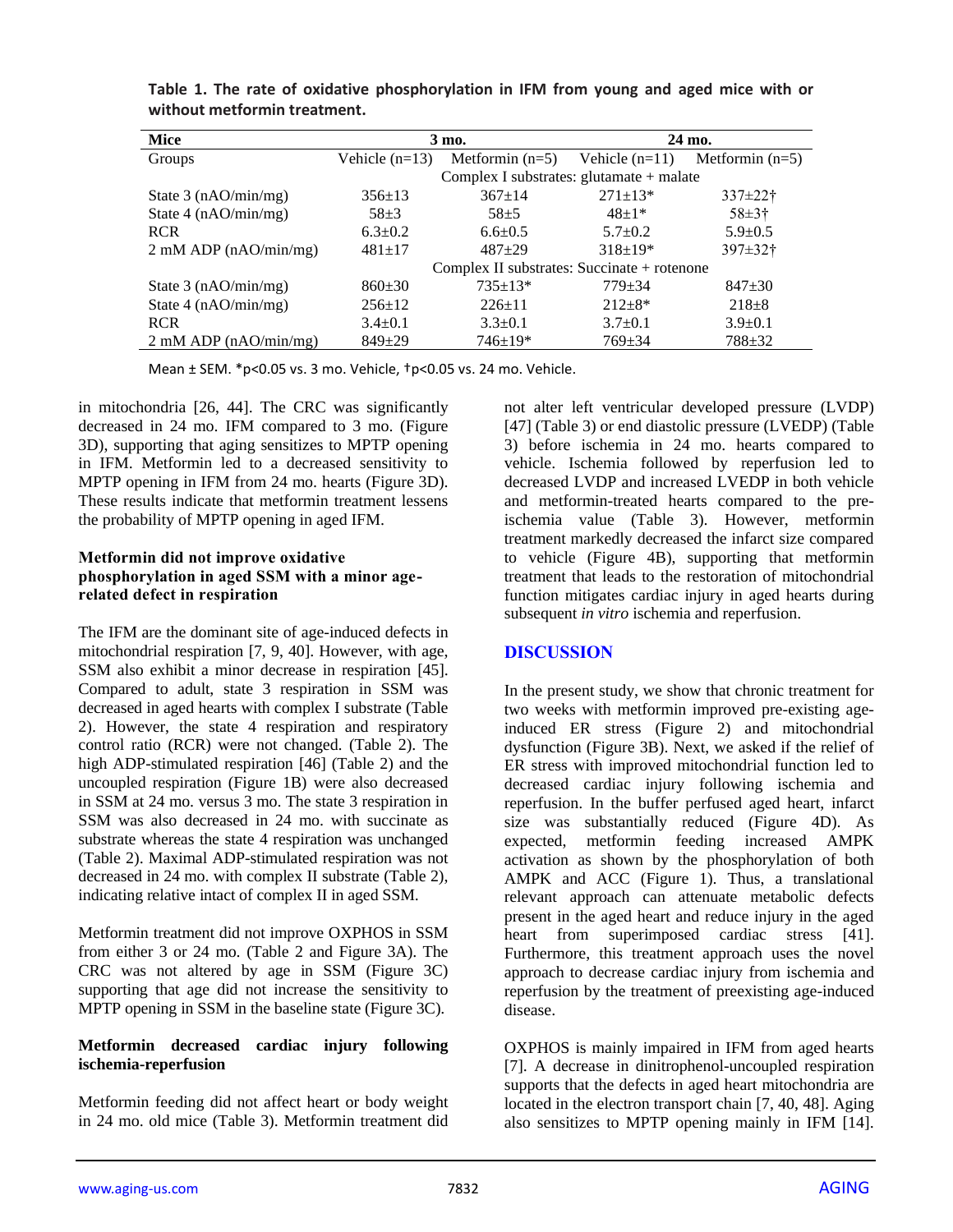**Table 1. The rate of oxidative phosphorylation in IFM from young and aged mice with or without metformin treatment.**

| Mice | 3 mo. | | 24 mo. | |
|---|---|---|---|---|
| Groups | Vehicle (n=13) | Metformin (n=5) | Vehicle (n=11) | Metformin (n=5) |
| | Complex I substrates: glutamate + malate | | | |
| State 3 (nAO/min/mg) | 356±13 | 367±14 | 271±13* | 337±22† |
| State 4 (nAO/min/mg) | 58±3 | 58±5 | 48±1* | 58±3† |
| RCR | 6.3±0.2 | 6.6±0.5 | 5.7±0.2 | 5.9±0.5 |
| 2 mM ADP (nAO/min/mg) | 481±17 | 487±29 | 318±19* | 397±32† |
| | Complex II substrates: Succinate + rotenone | | | |
| State 3 (nAO/min/mg) | 860±30 | 735±13* | 779±34 | 847±30 |
| State 4 (nAO/min/mg) | 256±12 | 226±11 | 212±8* | 218±8 |
| RCR | 3.4±0.1 | 3.3±0.1 | 3.7±0.1 | 3.9±0.1 |
| 2 mM ADP (nAO/min/mg) | 849±29 | 746±19* | 769±34 | 788±32 |

Mean ± SEM. *p<0.05 vs. 3 mo. Vehicle, †p<0.05 vs. 24 mo. Vehicle.

in mitochondria [26, 44]. The CRC was significantly decreased in 24 mo. IFM compared to 3 mo. (Figure 3D), supporting that aging sensitizes to MPTP opening in IFM. Metformin led to a decreased sensitivity to MPTP opening in IFM from 24 mo. hearts (Figure 3D). These results indicate that metformin treatment lessens the probability of MPTP opening in aged IFM.

### Metformin did not improve oxidative phosphorylation in aged SSM with a minor age-related defect in respiration

The IFM are the dominant site of age-induced defects in mitochondrial respiration [7, 9, 40]. However, with age, SSM also exhibit a minor decrease in respiration [45]. Compared to adult, state 3 respiration in SSM was decreased in aged hearts with complex I substrate (Table 2). However, the state 4 respiration and respiratory control ratio (RCR) were not changed. (Table 2). The high ADP-stimulated respiration [46] (Table 2) and the uncoupled respiration (Figure 1B) were also decreased in SSM at 24 mo. versus 3 mo. The state 3 respiration in SSM was also decreased in 24 mo. with succinate as substrate whereas the state 4 respiration was unchanged (Table 2). Maximal ADP-stimulated respiration was not decreased in 24 mo. with complex II substrate (Table 2), indicating relative intact of complex II in aged SSM.

Metformin treatment did not improve OXPHOS in SSM from either 3 or 24 mo. (Table 2 and Figure 3A). The CRC was not altered by age in SSM (Figure 3C) supporting that age did not increase the sensitivity to MPTP opening in SSM in the baseline state (Figure 3C).

### Metformin decreased cardiac injury following ischemia-reperfusion

Metformin feeding did not affect heart or body weight in 24 mo. old mice (Table 3). Metformin treatment did not alter left ventricular developed pressure (LVDP) [47] (Table 3) or end diastolic pressure (LVEDP) (Table 3) before ischemia in 24 mo. hearts compared to vehicle. Ischemia followed by reperfusion led to decreased LVDP and increased LVEDP in both vehicle and metformin-treated hearts compared to the pre-ischemia value (Table 3). However, metformin treatment markedly decreased the infarct size compared to vehicle (Figure 4B), supporting that metformin treatment that leads to the restoration of mitochondrial function mitigates cardiac injury in aged hearts during subsequent *in vitro* ischemia and reperfusion.

## DISCUSSION

In the present study, we show that chronic treatment for two weeks with metformin improved pre-existing age-induced ER stress (Figure 2) and mitochondrial dysfunction (Figure 3B). Next, we asked if the relief of ER stress with improved mitochondrial function led to decreased cardiac injury following ischemia and reperfusion. In the buffer perfused aged heart, infarct size was substantially reduced (Figure 4D). As expected, metformin feeding increased AMPK activation as shown by the phosphorylation of both AMPK and ACC (Figure 1). Thus, a translational relevant approach can attenuate metabolic defects present in the aged heart and reduce injury in the aged heart from superimposed cardiac stress [41]. Furthermore, this treatment approach uses the novel approach to decrease cardiac injury from ischemia and reperfusion by the treatment of preexisting age-induced disease.

OXPHOS is mainly impaired in IFM from aged hearts [7]. A decrease in dinitrophenol-uncoupled respiration supports that the defects in aged heart mitochondria are located in the electron transport chain [7, 40, 48]. Aging also sensitizes to MPTP opening mainly in IFM [14].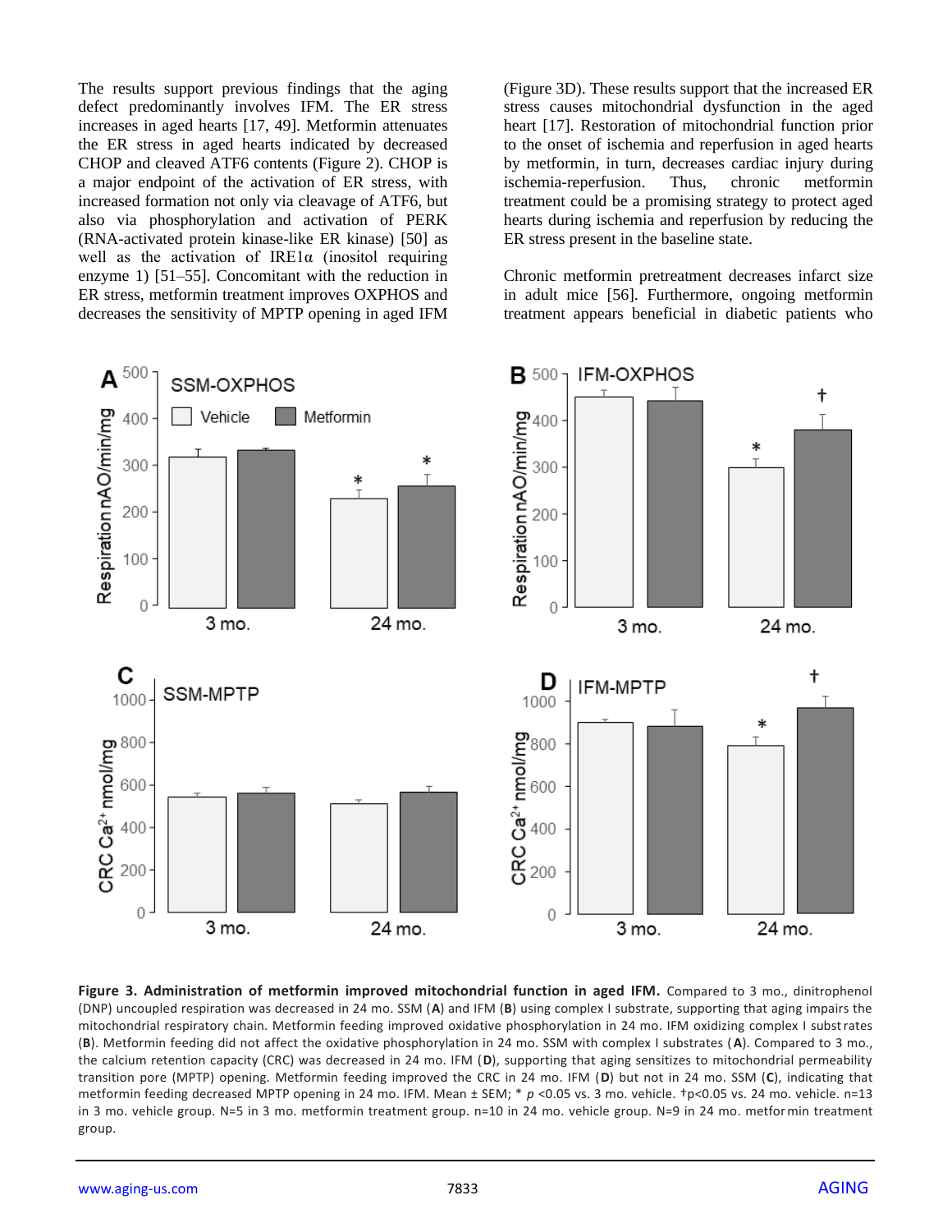The results support previous findings that the aging defect predominantly involves IFM. The ER stress increases in aged hearts [17, 49]. Metformin attenuates the ER stress in aged hearts indicated by decreased CHOP and cleaved ATF6 contents (Figure 2). CHOP is a major endpoint of the activation of ER stress, with increased formation not only via cleavage of ATF6, but also via phosphorylation and activation of PERK (RNA-activated protein kinase-like ER kinase) [50] as well as the activation of IRE1α (inositol requiring enzyme 1) [51–55]. Concomitant with the reduction in ER stress, metformin treatment improves OXPHOS and decreases the sensitivity of MPTP opening in aged IFM (Figure 3D). These results support that the increased ER stress causes mitochondrial dysfunction in the aged heart [17]. Restoration of mitochondrial function prior to the onset of ischemia and reperfusion in aged hearts by metformin, in turn, decreases cardiac injury during ischemia-reperfusion. Thus, chronic metformin treatment could be a promising strategy to protect aged hearts during ischemia and reperfusion by reducing the ER stress present in the baseline state.

Chronic metformin pretreatment decreases infarct size in adult mice [56]. Furthermore, ongoing metformin treatment appears beneficial in diabetic patients who

**Figure 3. Administration of metformin improved mitochondrial function in aged IFM.** Compared to 3 mo., dinitrophenol (DNP) uncoupled respiration was decreased in 24 mo. SSM (**A**) and IFM (**B**) using complex I substrate, supporting that aging impairs the mitochondrial respiratory chain. Metformin feeding improved oxidative phosphorylation in 24 mo. IFM oxidizing complex I substrates (**B**). Metformin feeding did not affect the oxidative phosphorylation in 24 mo. SSM with complex I substrates (**A**). Compared to 3 mo., the calcium retention capacity (CRC) was decreased in 24 mo. IFM (**D**), supporting that aging sensitizes to mitochondrial permeability transition pore (MPTP) opening. Metformin feeding improved the CRC in 24 mo. IFM (**D**) but not in 24 mo. SSM (**C**), indicating that metformin feeding decreased MPTP opening in 24 mo. IFM. Mean ± SEM; * $p$ <0.05 vs. 3 mo. vehicle. †p<0.05 vs. 24 mo. vehicle. n=13 in 3 mo. vehicle group. N=5 in 3 mo. metformin treatment group. n=10 in 24 mo. vehicle group. N=9 in 24 mo. metformin treatment group.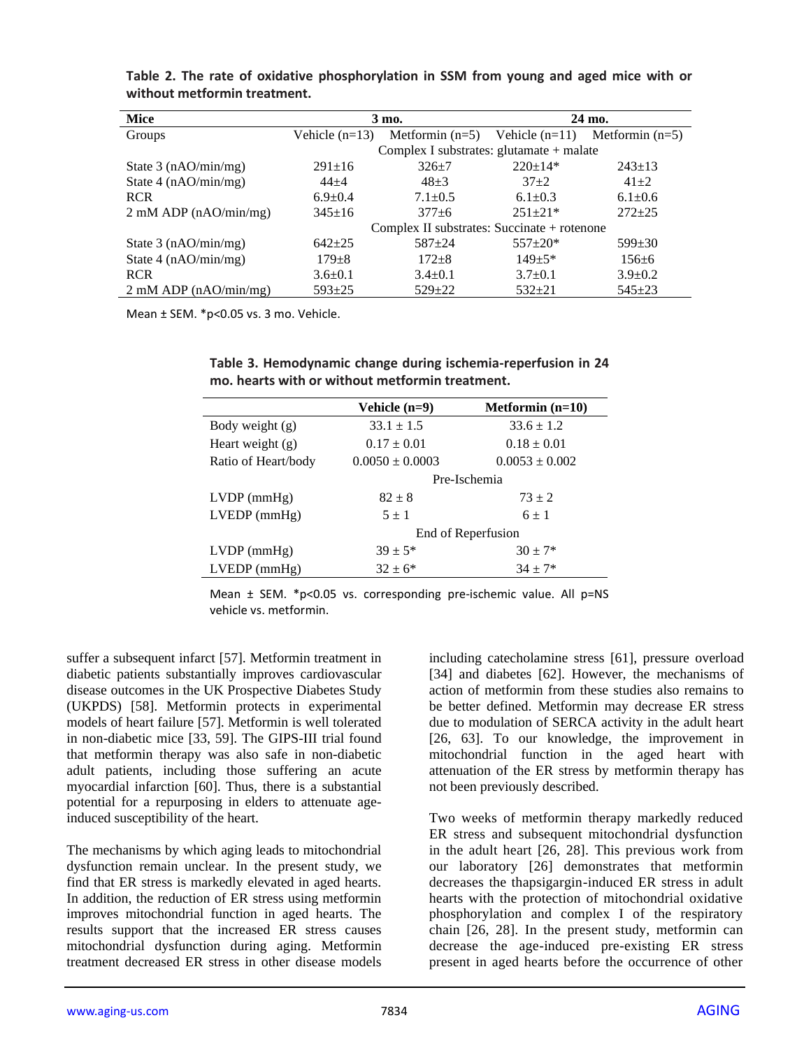**Table 2. The rate of oxidative phosphorylation in SSM from young and aged mice with or without metformin treatment.**

| Mice | 3 mo. | | 24 mo. | |
|---|---|---|---|---|
| Groups | Vehicle (n=13) | Metformin (n=5) | Vehicle (n=11) | Metformin (n=5) |
| | Complex I substrates: glutamate + malate | | | |
| State 3 (nAO/min/mg) | 291±16 | 326±7 | 220±14* | 243±13 |
| State 4 (nAO/min/mg) | 44±4 | 48±3 | 37±2 | 41±2 |
| RCR | 6.9±0.4 | 7.1±0.5 | 6.1±0.3 | 6.1±0.6 |
| 2 mM ADP (nAO/min/mg) | 345±16 | 377±6 | 251±21* | 272±25 |
| | Complex II substrates: Succinate + rotenone | | | |
| State 3 (nAO/min/mg) | 642±25 | 587±24 | 557±20* | 599±30 |
| State 4 (nAO/min/mg) | 179±8 | 172±8 | 149±5* | 156±6 |
| RCR | 3.6±0.1 | 3.4±0.1 | 3.7±0.1 | 3.9±0.2 |
| 2 mM ADP (nAO/min/mg) | 593±25 | 529±22 | 532±21 | 545±23 |

Mean ± SEM. *p<0.05 vs. 3 mo. Vehicle.

**Table 3. Hemodynamic change during ischemia-reperfusion in 24 mo. hearts with or without metformin treatment.**

| | Vehicle (n=9) | Metformin (n=10) |
|---|---|---|
| Body weight (g) | 33.1 ± 1.5 | 33.6 ± 1.2 |
| Heart weight (g) | 0.17 ± 0.01 | 0.18 ± 0.01 |
| Ratio of Heart/body | 0.0050 ± 0.0003 | 0.0053 ± 0.002 |
| | Pre-Ischemia | |
| LVDP (mmHg) | 82 ± 8 | 73 ± 2 |
| LVEDP (mmHg) | 5 ± 1 | 6 ± 1 |
| | End of Reperfusion | |
| LVDP (mmHg) | 39 ± 5* | 30 ± 7* |
| LVEDP (mmHg) | 32 ± 6* | 34 ± 7* |

Mean ± SEM. *p<0.05 vs. corresponding pre-ischemic value. All p=NS vehicle vs. metformin.

suffer a subsequent infarct [57]. Metformin treatment in diabetic patients substantially improves cardiovascular disease outcomes in the UK Prospective Diabetes Study (UKPDS) [58]. Metformin protects in experimental models of heart failure [57]. Metformin is well tolerated in non-diabetic mice [33, 59]. The GIPS-III trial found that metformin therapy was also safe in non-diabetic adult patients, including those suffering an acute myocardial infarction [60]. Thus, there is a substantial potential for a repurposing in elders to attenuate age-induced susceptibility of the heart.

The mechanisms by which aging leads to mitochondrial dysfunction remain unclear. In the present study, we find that ER stress is markedly elevated in aged hearts. In addition, the reduction of ER stress using metformin improves mitochondrial function in aged hearts. The results support that the increased ER stress causes mitochondrial dysfunction during aging. Metformin treatment decreased ER stress in other disease models including catecholamine stress [61], pressure overload [34] and diabetes [62]. However, the mechanisms of action of metformin from these studies also remains to be better defined. Metformin may decrease ER stress due to modulation of SERCA activity in the adult heart [26, 63]. To our knowledge, the improvement in mitochondrial function in the aged heart with attenuation of the ER stress by metformin therapy has not been previously described.

Two weeks of metformin therapy markedly reduced ER stress and subsequent mitochondrial dysfunction in the adult heart [26, 28]. This previous work from our laboratory [26] demonstrates that metformin decreases the thapsigargin-induced ER stress in adult hearts with the protection of mitochondrial oxidative phosphorylation and complex I of the respiratory chain [26, 28]. In the present study, metformin can decrease the age-induced pre-existing ER stress present in aged hearts before the occurrence of other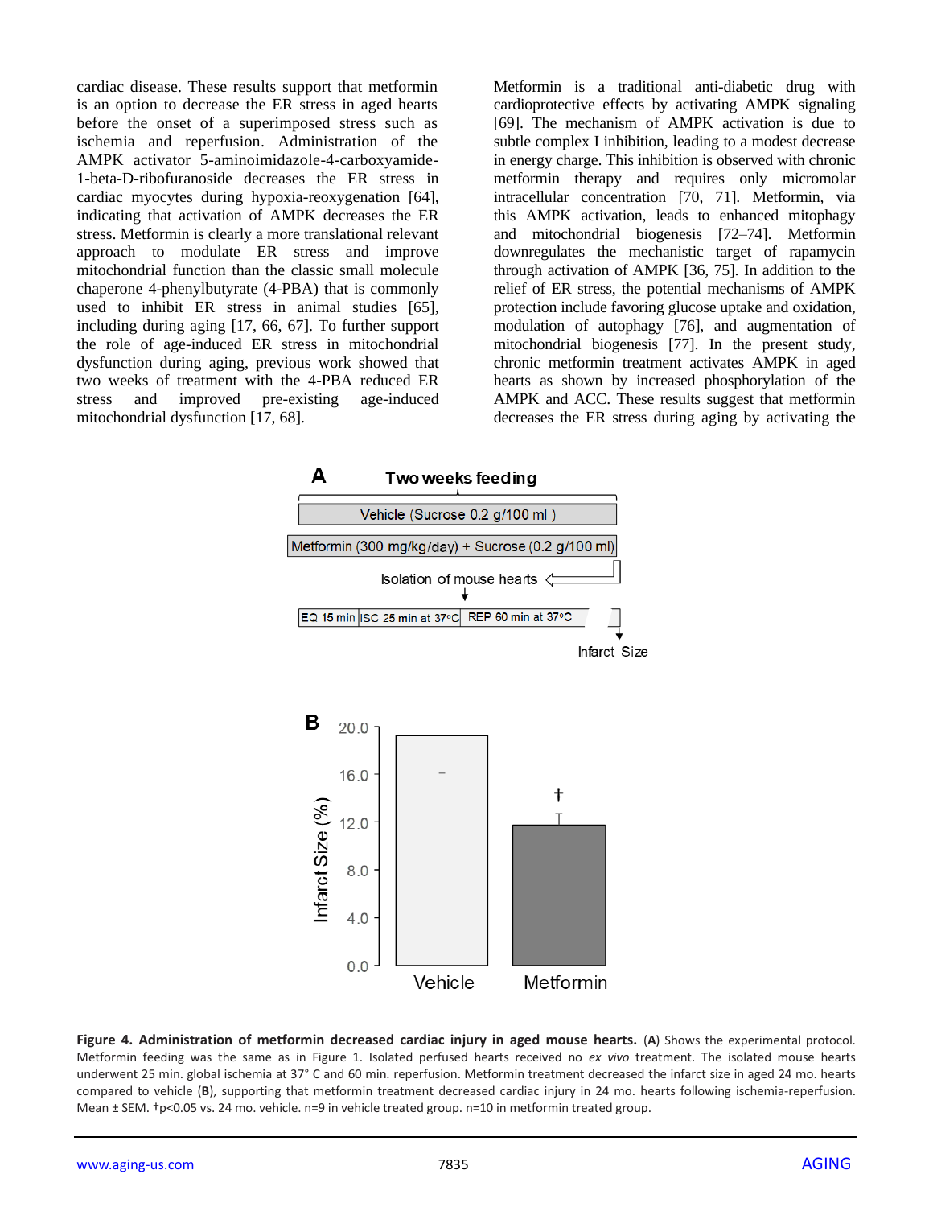cardiac disease. These results support that metformin is an option to decrease the ER stress in aged hearts before the onset of a superimposed stress such as ischemia and reperfusion. Administration of the AMPK activator 5-aminoimidazole-4-carboxyamide-1-beta-D-ribofuranoside decreases the ER stress in cardiac myocytes during hypoxia-reoxygenation [64], indicating that activation of AMPK decreases the ER stress. Metformin is clearly a more translational relevant approach to modulate ER stress and improve mitochondrial function than the classic small molecule chaperone 4-phenylbutyrate (4-PBA) that is commonly used to inhibit ER stress in animal studies [65], including during aging [17, 66, 67]. To further support the role of age-induced ER stress in mitochondrial dysfunction during aging, previous work showed that two weeks of treatment with the 4-PBA reduced ER stress and improved pre-existing age-induced mitochondrial dysfunction [17, 68].

Metformin is a traditional anti-diabetic drug with cardioprotective effects by activating AMPK signaling [69]. The mechanism of AMPK activation is due to subtle complex I inhibition, leading to a modest decrease in energy charge. This inhibition is observed with chronic metformin therapy and requires only micromolar intracellular concentration [70, 71]. Metformin, via this AMPK activation, leads to enhanced mitophagy and mitochondrial biogenesis [72–74]. Metformin downregulates the mechanistic target of rapamycin through activation of AMPK [36, 75]. In addition to the relief of ER stress, the potential mechanisms of AMPK protection include favoring glucose uptake and oxidation, modulation of autophagy [76], and augmentation of mitochondrial biogenesis [77]. In the present study, chronic metformin treatment activates AMPK in aged hearts as shown by increased phosphorylation of the AMPK and ACC. These results suggest that metformin decreases the ER stress during aging by activating the

**Figure 4. Administration of metformin decreased cardiac injury in aged mouse hearts.** (**A**) Shows the experimental protocol. Metformin feeding was the same as in Figure 1. Isolated perfused hearts received no *ex vivo* treatment. The isolated mouse hearts underwent 25 min. global ischemia at 37° C and 60 min. reperfusion. Metformin treatment decreased the infarct size in aged 24 mo. hearts compared to vehicle (**B**), supporting that metformin treatment decreased cardiac injury in 24 mo. hearts following ischemia-reperfusion. Mean ± SEM. †p<0.05 vs. 24 mo. vehicle. n=9 in vehicle treated group. n=10 in metformin treated group.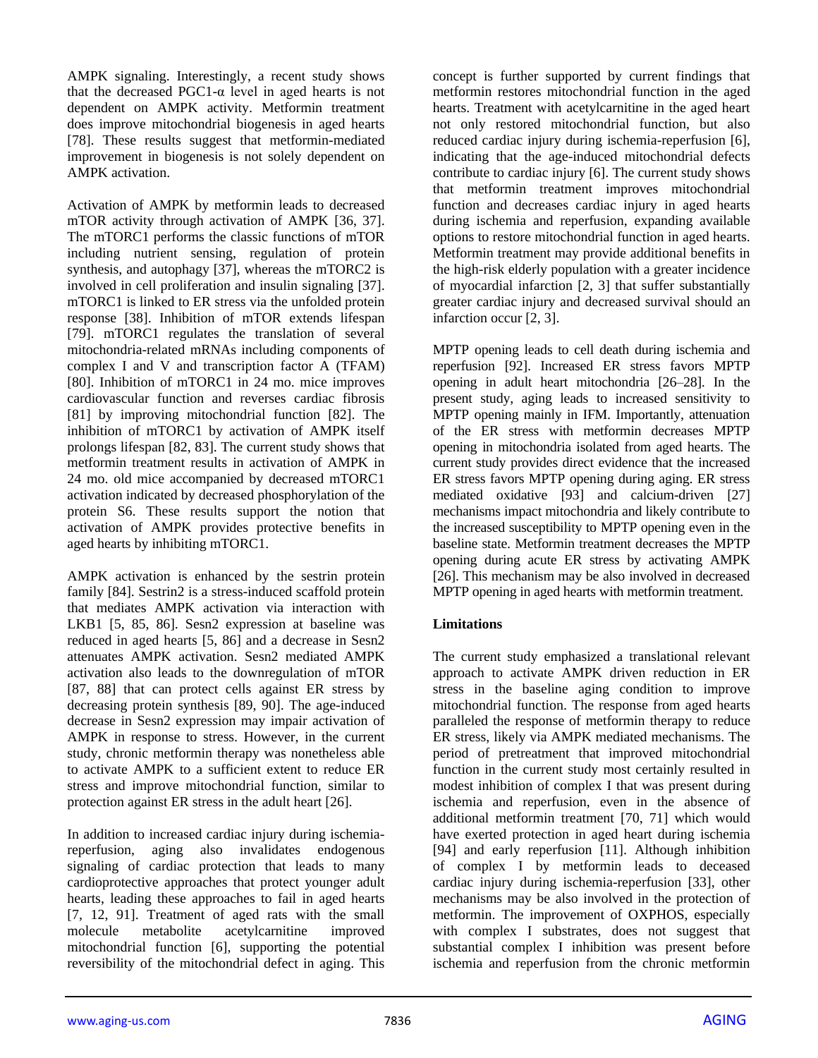AMPK signaling. Interestingly, a recent study shows that the decreased PGC1-α level in aged hearts is not dependent on AMPK activity. Metformin treatment does improve mitochondrial biogenesis in aged hearts [78]. These results suggest that metformin-mediated improvement in biogenesis is not solely dependent on AMPK activation.

Activation of AMPK by metformin leads to decreased mTOR activity through activation of AMPK [36, 37]. The mTORC1 performs the classic functions of mTOR including nutrient sensing, regulation of protein synthesis, and autophagy [37], whereas the mTORC2 is involved in cell proliferation and insulin signaling [37]. mTORC1 is linked to ER stress via the unfolded protein response [38]. Inhibition of mTOR extends lifespan [79]. mTORC1 regulates the translation of several mitochondria-related mRNAs including components of complex I and V and transcription factor A (TFAM) [80]. Inhibition of mTORC1 in 24 mo. mice improves cardiovascular function and reverses cardiac fibrosis [81] by improving mitochondrial function [82]. The inhibition of mTORC1 by activation of AMPK itself prolongs lifespan [82, 83]. The current study shows that metformin treatment results in activation of AMPK in 24 mo. old mice accompanied by decreased mTORC1 activation indicated by decreased phosphorylation of the protein S6. These results support the notion that activation of AMPK provides protective benefits in aged hearts by inhibiting mTORC1.

AMPK activation is enhanced by the sestrin protein family [84]. Sestrin2 is a stress-induced scaffold protein that mediates AMPK activation via interaction with LKB1 [5, 85, 86]. Sesn2 expression at baseline was reduced in aged hearts [5, 86] and a decrease in Sesn2 attenuates AMPK activation. Sesn2 mediated AMPK activation also leads to the downregulation of mTOR [87, 88] that can protect cells against ER stress by decreasing protein synthesis [89, 90]. The age-induced decrease in Sesn2 expression may impair activation of AMPK in response to stress. However, in the current study, chronic metformin therapy was nonetheless able to activate AMPK to a sufficient extent to reduce ER stress and improve mitochondrial function, similar to protection against ER stress in the adult heart [26].

In addition to increased cardiac injury during ischemia-reperfusion, aging also invalidates endogenous signaling of cardiac protection that leads to many cardioprotective approaches that protect younger adult hearts, leading these approaches to fail in aged hearts [7, 12, 91]. Treatment of aged rats with the small molecule metabolite acetylcarnitine improved mitochondrial function [6], supporting the potential reversibility of the mitochondrial defect in aging. This concept is further supported by current findings that metformin restores mitochondrial function in the aged hearts. Treatment with acetylcarnitine in the aged heart not only restored mitochondrial function, but also reduced cardiac injury during ischemia-reperfusion [6], indicating that the age-induced mitochondrial defects contribute to cardiac injury [6]. The current study shows that metformin treatment improves mitochondrial function and decreases cardiac injury in aged hearts during ischemia and reperfusion, expanding available options to restore mitochondrial function in aged hearts. Metformin treatment may provide additional benefits in the high-risk elderly population with a greater incidence of myocardial infarction [2, 3] that suffer substantially greater cardiac injury and decreased survival should an infarction occur [2, 3].

MPTP opening leads to cell death during ischemia and reperfusion [92]. Increased ER stress favors MPTP opening in adult heart mitochondria [26–28]. In the present study, aging leads to increased sensitivity to MPTP opening mainly in IFM. Importantly, attenuation of the ER stress with metformin decreases MPTP opening in mitochondria isolated from aged hearts. The current study provides direct evidence that the increased ER stress favors MPTP opening during aging. ER stress mediated oxidative [93] and calcium-driven [27] mechanisms impact mitochondria and likely contribute to the increased susceptibility to MPTP opening even in the baseline state. Metformin treatment decreases the MPTP opening during acute ER stress by activating AMPK [26]. This mechanism may be also involved in decreased MPTP opening in aged hearts with metformin treatment.

## Limitations

The current study emphasized a translational relevant approach to activate AMPK driven reduction in ER stress in the baseline aging condition to improve mitochondrial function. The response from aged hearts paralleled the response of metformin therapy to reduce ER stress, likely via AMPK mediated mechanisms. The period of pretreatment that improved mitochondrial function in the current study most certainly resulted in modest inhibition of complex I that was present during ischemia and reperfusion, even in the absence of additional metformin treatment [70, 71] which would have exerted protection in aged heart during ischemia [94] and early reperfusion [11]. Although inhibition of complex I by metformin leads to deceased cardiac injury during ischemia-reperfusion [33], other mechanisms may be also involved in the protection of metformin. The improvement of OXPHOS, especially with complex I substrates, does not suggest that substantial complex I inhibition was present before ischemia and reperfusion from the chronic metformin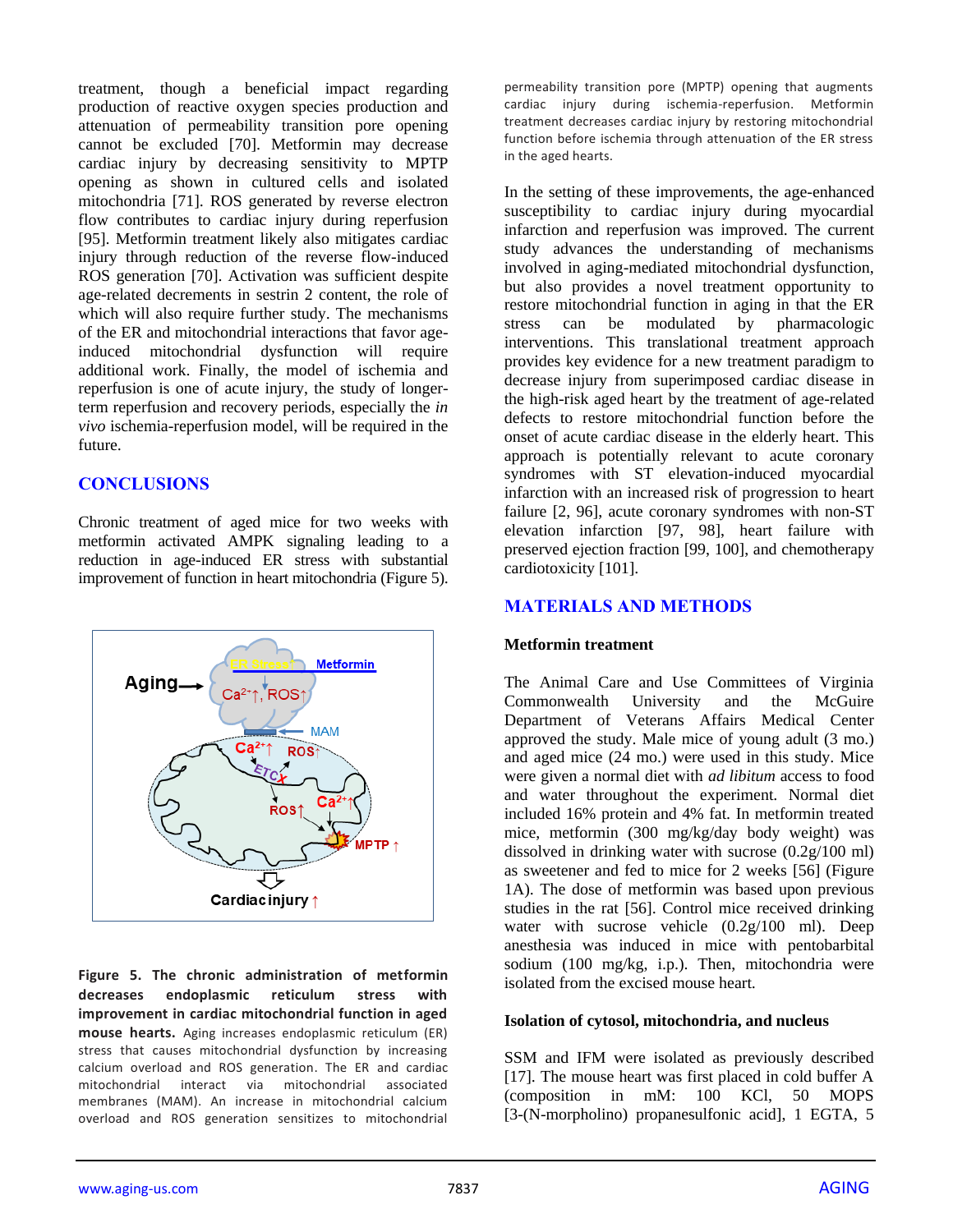treatment, though a beneficial impact regarding production of reactive oxygen species production and attenuation of permeability transition pore opening cannot be excluded [70]. Metformin may decrease cardiac injury by decreasing sensitivity to MPTP opening as shown in cultured cells and isolated mitochondria [71]. ROS generated by reverse electron flow contributes to cardiac injury during reperfusion [95]. Metformin treatment likely also mitigates cardiac injury through reduction of the reverse flow-induced ROS generation [70]. Activation was sufficient despite age-related decrements in sestrin 2 content, the role of which will also require further study. The mechanisms of the ER and mitochondrial interactions that favor age-induced mitochondrial dysfunction will require additional work. Finally, the model of ischemia and reperfusion is one of acute injury, the study of longer-term reperfusion and recovery periods, especially the *in vivo* ischemia-reperfusion model, will be required in the future.

## CONCLUSIONS

Chronic treatment of aged mice for two weeks with metformin activated AMPK signaling leading to a reduction in age-induced ER stress with substantial improvement of function in heart mitochondria (Figure 5).

**Figure 5. The chronic administration of metformin decreases endoplasmic reticulum stress with improvement in cardiac mitochondrial function in aged mouse hearts.** Aging increases endoplasmic reticulum (ER) stress that causes mitochondrial dysfunction by increasing calcium overload and ROS generation. The ER and cardiac mitochondrial interact via mitochondrial associated membranes (MAM). An increase in mitochondrial calcium overload and ROS generation sensitizes to mitochondrial permeability transition pore (MPTP) opening that augments cardiac injury during ischemia-reperfusion. Metformin treatment decreases cardiac injury by restoring mitochondrial function before ischemia through attenuation of the ER stress in the aged hearts.

In the setting of these improvements, the age-enhanced susceptibility to cardiac injury during myocardial infarction and reperfusion was improved. The current study advances the understanding of mechanisms involved in aging-mediated mitochondrial dysfunction, but also provides a novel treatment opportunity to restore mitochondrial function in aging in that the ER stress can be modulated by pharmacologic interventions. This translational treatment approach provides key evidence for a new treatment paradigm to decrease injury from superimposed cardiac disease in the high-risk aged heart by the treatment of age-related defects to restore mitochondrial function before the onset of acute cardiac disease in the elderly heart. This approach is potentially relevant to acute coronary syndromes with ST elevation-induced myocardial infarction with an increased risk of progression to heart failure [2, 96], acute coronary syndromes with non-ST elevation infarction [97, 98], heart failure with preserved ejection fraction [99, 100], and chemotherapy cardiotoxicity [101].

## MATERIALS AND METHODS

### Metformin treatment

The Animal Care and Use Committees of Virginia Commonwealth University and the McGuire Department of Veterans Affairs Medical Center approved the study. Male mice of young adult (3 mo.) and aged mice (24 mo.) were used in this study. Mice were given a normal diet with *ad libitum* access to food and water throughout the experiment. Normal diet included 16% protein and 4% fat. In metformin treated mice, metformin (300 mg/kg/day body weight) was dissolved in drinking water with sucrose (0.2g/100 ml) as sweetener and fed to mice for 2 weeks [56] (Figure 1A). The dose of metformin was based upon previous studies in the rat [56]. Control mice received drinking water with sucrose vehicle (0.2g/100 ml). Deep anesthesia was induced in mice with pentobarbital sodium (100 mg/kg, i.p.). Then, mitochondria were isolated from the excised mouse heart.

### Isolation of cytosol, mitochondria, and nucleus

SSM and IFM were isolated as previously described [17]. The mouse heart was first placed in cold buffer A (composition in mM: 100 KCl, 50 MOPS [3-(N-morpholino) propanesulfonic acid], 1 EGTA, 5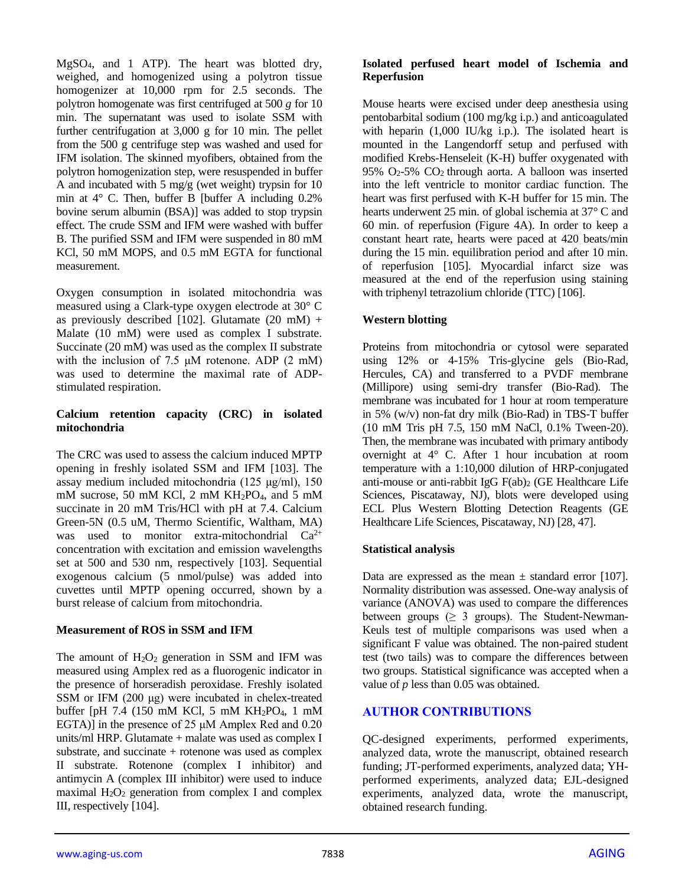$MgSO_4$, and 1 ATP). The heart was blotted dry, weighed, and homogenized using a polytron tissue homogenizer at 10,000 rpm for 2.5 seconds. The polytron homogenate was first centrifuged at 500 *g* for 10 min. The supernatant was used to isolate SSM with further centrifugation at 3,000 g for 10 min. The pellet from the 500 g centrifuge step was washed and used for IFM isolation. The skinned myofibers, obtained from the polytron homogenization step, were resuspended in buffer A and incubated with 5 mg/g (wet weight) trypsin for 10 min at 4° C. Then, buffer B [buffer A including 0.2% bovine serum albumin (BSA)] was added to stop trypsin effect. The crude SSM and IFM were washed with buffer B. The purified SSM and IFM were suspended in 80 mM KCl, 50 mM MOPS, and 0.5 mM EGTA for functional measurement.

Oxygen consumption in isolated mitochondria was measured using a Clark-type oxygen electrode at 30° C as previously described [102]. Glutamate (20 mM) + Malate (10 mM) were used as complex I substrate. Succinate (20 mM) was used as the complex II substrate with the inclusion of 7.5 μM rotenone. ADP (2 mM) was used to determine the maximal rate of ADP-stimulated respiration.

**Calcium retention capacity (CRC) in isolated mitochondria**

The CRC was used to assess the calcium induced MPTP opening in freshly isolated SSM and IFM [103]. The assay medium included mitochondria (125 μg/ml), 150 mM sucrose, 50 mM KCl, 2 mM $KH_2PO_4$, and 5 mM succinate in 20 mM Tris/HCl with pH at 7.4. Calcium Green-5N (0.5 uM, Thermo Scientific, Waltham, MA) was used to monitor extra-mitochondrial $Ca^{2+}$ concentration with excitation and emission wavelengths set at 500 and 530 nm, respectively [103]. Sequential exogenous calcium (5 nmol/pulse) was added into cuvettes until MPTP opening occurred, shown by a burst release of calcium from mitochondria.

**Measurement of ROS in SSM and IFM**

The amount of $H_2O_2$ generation in SSM and IFM was measured using Amplex red as a fluorogenic indicator in the presence of horseradish peroxidase. Freshly isolated SSM or IFM (200 μg) were incubated in chelex-treated buffer [pH 7.4 (150 mM KCl, 5 mM $KH_2PO_4$, 1 mM EGTA)] in the presence of 25 μM Amplex Red and 0.20 units/ml HRP. Glutamate + malate was used as complex I substrate, and succinate + rotenone was used as complex II substrate. Rotenone (complex I inhibitor) and antimycin A (complex III inhibitor) were used to induce maximal $H_2O_2$ generation from complex I and complex III, respectively [104].

**Isolated perfused heart model of Ischemia and Reperfusion**

Mouse hearts were excised under deep anesthesia using pentobarbital sodium (100 mg/kg i.p.) and anticoagulated with heparin (1,000 IU/kg i.p.). The isolated heart is mounted in the Langendorff setup and perfused with modified Krebs-Henseleit (K-H) buffer oxygenated with 95% $O_2$-5% $CO_2$ through aorta. A balloon was inserted into the left ventricle to monitor cardiac function. The heart was first perfused with K-H buffer for 15 min. The hearts underwent 25 min. of global ischemia at 37° C and 60 min. of reperfusion (Figure 4A). In order to keep a constant heart rate, hearts were paced at 420 beats/min during the 15 min. equilibration period and after 10 min. of reperfusion [105]. Myocardial infarct size was measured at the end of the reperfusion using staining with triphenyl tetrazolium chloride (TTC) [106].

**Western blotting**

Proteins from mitochondria or cytosol were separated using 12% or 4-15% Tris-glycine gels (Bio-Rad, Hercules, CA) and transferred to a PVDF membrane (Millipore) using semi-dry transfer (Bio-Rad). The membrane was incubated for 1 hour at room temperature in 5% (w/v) non-fat dry milk (Bio-Rad) in TBS-T buffer (10 mM Tris pH 7.5, 150 mM NaCl, 0.1% Tween-20). Then, the membrane was incubated with primary antibody overnight at 4° C. After 1 hour incubation at room temperature with a 1:10,000 dilution of HRP-conjugated anti-mouse or anti-rabbit IgG $F(ab)_2$ (GE Healthcare Life Sciences, Piscataway, NJ), blots were developed using ECL Plus Western Blotting Detection Reagents (GE Healthcare Life Sciences, Piscataway, NJ) [28, 47].

**Statistical analysis**

Data are expressed as the mean ± standard error [107]. Normality distribution was assessed. One-way analysis of variance (ANOVA) was used to compare the differences between groups (≥ 3 groups). The Student-Newman-Keuls test of multiple comparisons was used when a significant F value was obtained. The non-paired student test (two tails) was to compare the differences between two groups. Statistical significance was accepted when a value of *p* less than 0.05 was obtained.

## AUTHOR CONTRIBUTIONS

QC-designed experiments, performed experiments, analyzed data, wrote the manuscript, obtained research funding; JT-performed experiments, analyzed data; YH-performed experiments, analyzed data; EJL-designed experiments, analyzed data, wrote the manuscript, obtained research funding.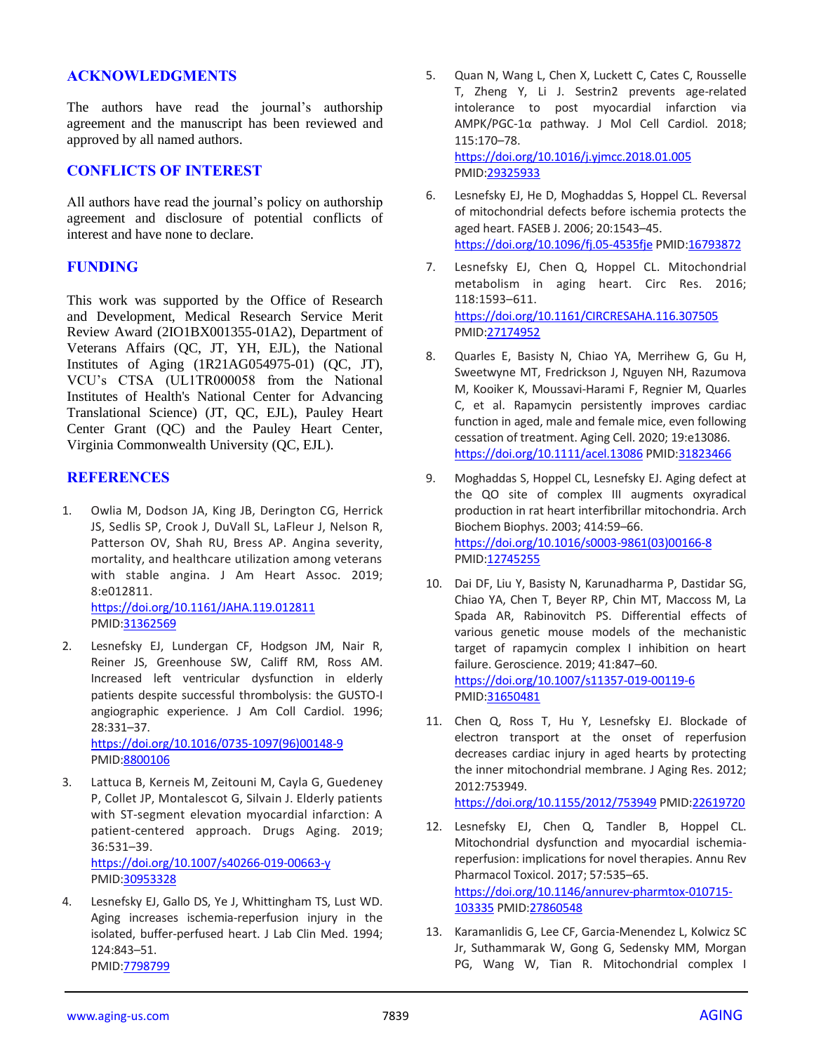## ACKNOWLEDGMENTS

The authors have read the journal's authorship agreement and the manuscript has been reviewed and approved by all named authors.

## CONFLICTS OF INTEREST

All authors have read the journal's policy on authorship agreement and disclosure of potential conflicts of interest and have none to declare.

## FUNDING

This work was supported by the Office of Research and Development, Medical Research Service Merit Review Award (2IO1BX001355-01A2), Department of Veterans Affairs (QC, JT, YH, EJL), the National Institutes of Aging (1R21AG054975-01) (QC, JT), VCU's CTSA (UL1TR000058 from the National Institutes of Health's National Center for Advancing Translational Science) (JT, QC, EJL), Pauley Heart Center Grant (QC) and the Pauley Heart Center, Virginia Commonwealth University (QC, EJL).

## REFERENCES

1. Owlia M, Dodson JA, King JB, Derington CG, Herrick JS, Sedlis SP, Crook J, DuVall SL, LaFleur J, Nelson R, Patterson OV, Shah RU, Bress AP. Angina severity, mortality, and healthcare utilization among veterans with stable angina. J Am Heart Assoc. 2019; 8:e012811. https://doi.org/10.1161/JAHA.119.012811 PMID:31362569

2. Lesnefsky EJ, Lundergan CF, Hodgson JM, Nair R, Reiner JS, Greenhouse SW, Califf RM, Ross AM. Increased left ventricular dysfunction in elderly patients despite successful thrombolysis: the GUSTO-I angiographic experience. J Am Coll Cardiol. 1996; 28:331–37. https://doi.org/10.1016/0735-1097(96)00148-9 PMID:8800106

3. Lattuca B, Kerneis M, Zeitouni M, Cayla G, Guedeney P, Collet JP, Montalescot G, Silvain J. Elderly patients with ST-segment elevation myocardial infarction: A patient-centered approach. Drugs Aging. 2019; 36:531–39. https://doi.org/10.1007/s40266-019-00663-y PMID:30953328

4. Lesnefsky EJ, Gallo DS, Ye J, Whittingham TS, Lust WD. Aging increases ischemia-reperfusion injury in the isolated, buffer-perfused heart. J Lab Clin Med. 1994; 124:843–51. PMID:7798799

5. Quan N, Wang L, Chen X, Luckett C, Cates C, Rousselle T, Zheng Y, Li J. Sestrin2 prevents age-related intolerance to post myocardial infarction via AMPK/PGC-1α pathway. J Mol Cell Cardiol. 2018; 115:170–78. https://doi.org/10.1016/j.yjmcc.2018.01.005 PMID:29325933

6. Lesnefsky EJ, He D, Moghaddas S, Hoppel CL. Reversal of mitochondrial defects before ischemia protects the aged heart. FASEB J. 2006; 20:1543–45. https://doi.org/10.1096/fj.05-4535fje PMID:16793872

7. Lesnefsky EJ, Chen Q, Hoppel CL. Mitochondrial metabolism in aging heart. Circ Res. 2016; 118:1593–611. https://doi.org/10.1161/CIRCRESAHA.116.307505 PMID:27174952

8. Quarles E, Basisty N, Chiao YA, Merrihew G, Gu H, Sweetwyne MT, Fredrickson J, Nguyen NH, Razumova M, Kooiker K, Moussavi-Harami F, Regnier M, Quarles C, et al. Rapamycin persistently improves cardiac function in aged, male and female mice, even following cessation of treatment. Aging Cell. 2020; 19:e13086. https://doi.org/10.1111/acel.13086 PMID:31823466

9. Moghaddas S, Hoppel CL, Lesnefsky EJ. Aging defect at the QO site of complex III augments oxyradical production in rat heart interfibrillar mitochondria. Arch Biochem Biophys. 2003; 414:59–66. https://doi.org/10.1016/s0003-9861(03)00166-8 PMID:12745255

10. Dai DF, Liu Y, Basisty N, Karunadharma P, Dastidar SG, Chiao YA, Chen T, Beyer RP, Chin MT, Maccoss M, La Spada AR, Rabinovitch PS. Differential effects of various genetic mouse models of the mechanistic target of rapamycin complex I inhibition on heart failure. Geroscience. 2019; 41:847–60. https://doi.org/10.1007/s11357-019-00119-6 PMID:31650481

11. Chen Q, Ross T, Hu Y, Lesnefsky EJ. Blockade of electron transport at the onset of reperfusion decreases cardiac injury in aged hearts by protecting the inner mitochondrial membrane. J Aging Res. 2012; 2012:753949. https://doi.org/10.1155/2012/753949 PMID:22619720

12. Lesnefsky EJ, Chen Q, Tandler B, Hoppel CL. Mitochondrial dysfunction and myocardial ischemia-reperfusion: implications for novel therapies. Annu Rev Pharmacol Toxicol. 2017; 57:535–65. https://doi.org/10.1146/annurev-pharmtox-010715-103335 PMID:27860548

13. Karamanlidis G, Lee CF, Garcia-Menendez L, Kolwicz SC Jr, Suthammarak W, Gong G, Sedensky MM, Morgan PG, Wang W, Tian R. Mitochondrial complex I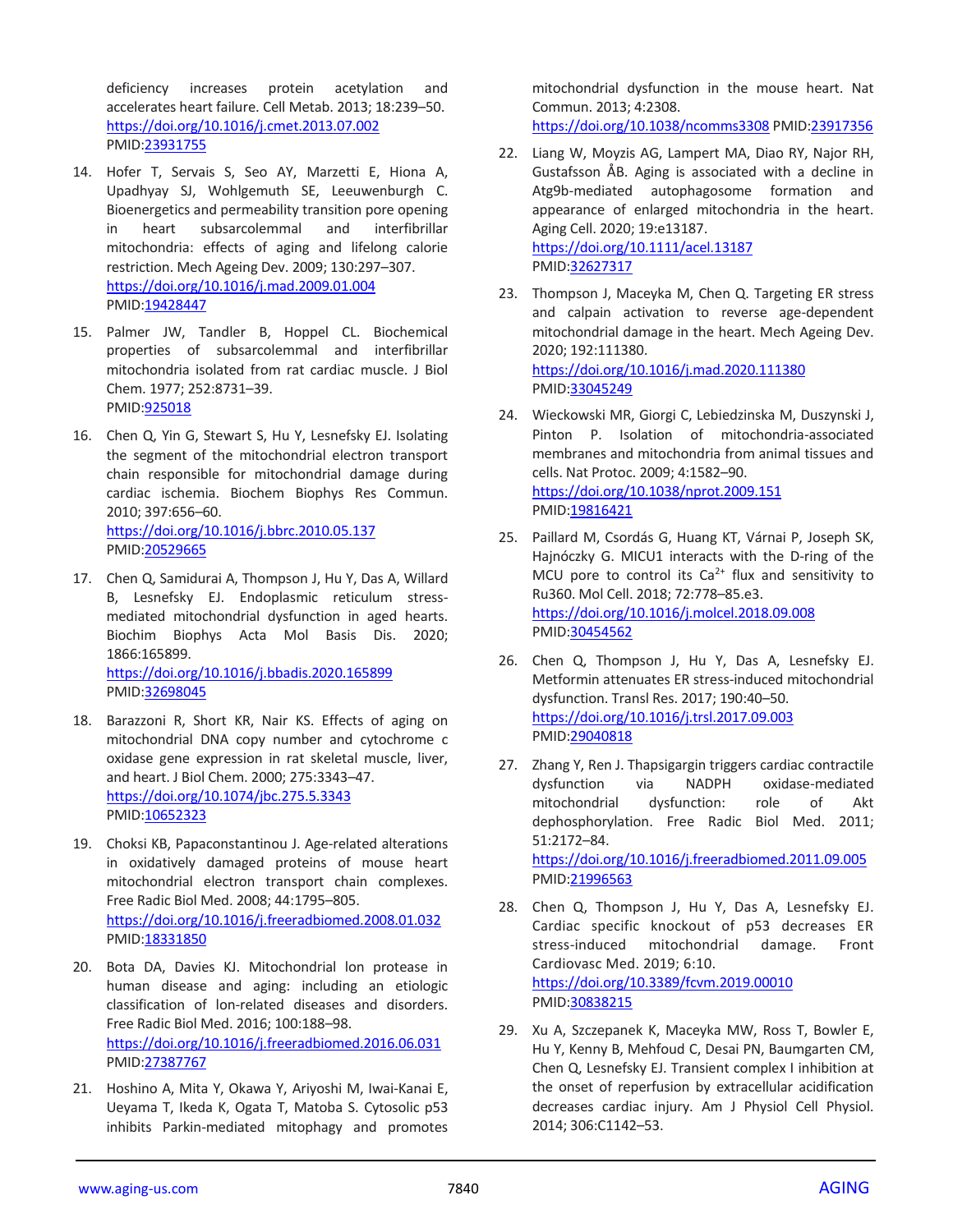deficiency increases protein acetylation and accelerates heart failure. Cell Metab. 2013; 18:239–50. https://doi.org/10.1016/j.cmet.2013.07.002 PMID:23931755

14. Hofer T, Servais S, Seo AY, Marzetti E, Hiona A, Upadhyay SJ, Wohlgemuth SE, Leeuwenburgh C. Bioenergetics and permeability transition pore opening in heart subsarcolemmal and interfibrillar mitochondria: effects of aging and lifelong calorie restriction. Mech Ageing Dev. 2009; 130:297–307. https://doi.org/10.1016/j.mad.2009.01.004 PMID:19428447

15. Palmer JW, Tandler B, Hoppel CL. Biochemical properties of subsarcolemmal and interfibrillar mitochondria isolated from rat cardiac muscle. J Biol Chem. 1977; 252:8731–39. PMID:925018

16. Chen Q, Yin G, Stewart S, Hu Y, Lesnefsky EJ. Isolating the segment of the mitochondrial electron transport chain responsible for mitochondrial damage during cardiac ischemia. Biochem Biophys Res Commun. 2010; 397:656–60. https://doi.org/10.1016/j.bbrc.2010.05.137 PMID:20529665

17. Chen Q, Samidurai A, Thompson J, Hu Y, Das A, Willard B, Lesnefsky EJ. Endoplasmic reticulum stress-mediated mitochondrial dysfunction in aged hearts. Biochim Biophys Acta Mol Basis Dis. 2020; 1866:165899. https://doi.org/10.1016/j.bbadis.2020.165899 PMID:32698045

18. Barazzoni R, Short KR, Nair KS. Effects of aging on mitochondrial DNA copy number and cytochrome c oxidase gene expression in rat skeletal muscle, liver, and heart. J Biol Chem. 2000; 275:3343–47. https://doi.org/10.1074/jbc.275.5.3343 PMID:10652323

19. Choksi KB, Papaconstantinou J. Age-related alterations in oxidatively damaged proteins of mouse heart mitochondrial electron transport chain complexes. Free Radic Biol Med. 2008; 44:1795–805. https://doi.org/10.1016/j.freeradbiomed.2008.01.032 PMID:18331850

20. Bota DA, Davies KJ. Mitochondrial lon protease in human disease and aging: including an etiologic classification of lon-related diseases and disorders. Free Radic Biol Med. 2016; 100:188–98. https://doi.org/10.1016/j.freeradbiomed.2016.06.031 PMID:27387767

21. Hoshino A, Mita Y, Okawa Y, Ariyoshi M, Iwai-Kanai E, Ueyama T, Ikeda K, Ogata T, Matoba S. Cytosolic p53 inhibits Parkin-mediated mitophagy and promotes mitochondrial dysfunction in the mouse heart. Nat Commun. 2013; 4:2308. https://doi.org/10.1038/ncomms3308 PMID:23917356

22. Liang W, Moyzis AG, Lampert MA, Diao RY, Najor RH, Gustafsson ÅB. Aging is associated with a decline in Atg9b-mediated autophagosome formation and appearance of enlarged mitochondria in the heart. Aging Cell. 2020; 19:e13187. https://doi.org/10.1111/acel.13187 PMID:32627317

23. Thompson J, Maceyka M, Chen Q. Targeting ER stress and calpain activation to reverse age-dependent mitochondrial damage in the heart. Mech Ageing Dev. 2020; 192:111380. https://doi.org/10.1016/j.mad.2020.111380 PMID:33045249

24. Wieckowski MR, Giorgi C, Lebiedzinska M, Duszynski J, Pinton P. Isolation of mitochondria-associated membranes and mitochondria from animal tissues and cells. Nat Protoc. 2009; 4:1582–90. https://doi.org/10.1038/nprot.2009.151 PMID:19816421

25. Paillard M, Csordás G, Huang KT, Várnai P, Joseph SK, Hajnóczky G. MICU1 interacts with the D-ring of the MCU pore to control its $Ca^{2+}$ flux and sensitivity to Ru360. Mol Cell. 2018; 72:778–85.e3. https://doi.org/10.1016/j.molcel.2018.09.008 PMID:30454562

26. Chen Q, Thompson J, Hu Y, Das A, Lesnefsky EJ. Metformin attenuates ER stress-induced mitochondrial dysfunction. Transl Res. 2017; 190:40–50. https://doi.org/10.1016/j.trsl.2017.09.003 PMID:29040818

27. Zhang Y, Ren J. Thapsigargin triggers cardiac contractile dysfunction via NADPH oxidase-mediated mitochondrial dysfunction: role of Akt dephosphorylation. Free Radic Biol Med. 2011; 51:2172–84. https://doi.org/10.1016/j.freeradbiomed.2011.09.005 PMID:21996563

28. Chen Q, Thompson J, Hu Y, Das A, Lesnefsky EJ. Cardiac specific knockout of p53 decreases ER stress-induced mitochondrial damage. Front Cardiovasc Med. 2019; 6:10. https://doi.org/10.3389/fcvm.2019.00010 PMID:30838215

29. Xu A, Szczepanek K, Maceyka MW, Ross T, Bowler E, Hu Y, Kenny B, Mehfoud C, Desai PN, Baumgarten CM, Chen Q, Lesnefsky EJ. Transient complex I inhibition at the onset of reperfusion by extracellular acidification decreases cardiac injury. Am J Physiol Cell Physiol. 2014; 306:C1142–53.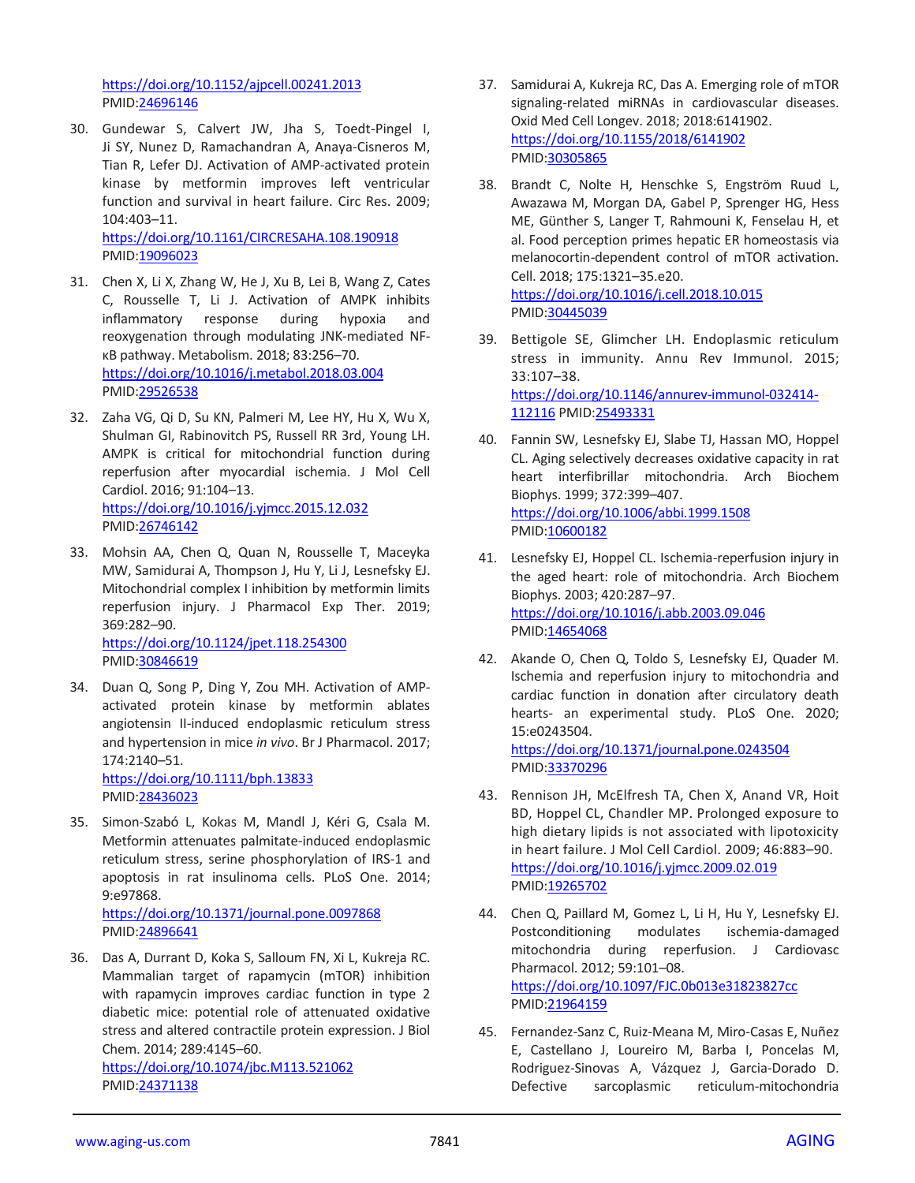https://doi.org/10.1152/ajpcell.00241.2013
PMID:24696146

30. Gundewar S, Calvert JW, Jha S, Toedt-Pingel I, Ji SY, Nunez D, Ramachandran A, Anaya-Cisneros M, Tian R, Lefer DJ. Activation of AMP-activated protein kinase by metformin improves left ventricular function and survival in heart failure. Circ Res. 2009; 104:403–11.
https://doi.org/10.1161/CIRCRESAHA.108.190918
PMID:19096023

31. Chen X, Li X, Zhang W, He J, Xu B, Lei B, Wang Z, Cates C, Rousselle T, Li J. Activation of AMPK inhibits inflammatory response during hypoxia and reoxygenation through modulating JNK-mediated NF-κB pathway. Metabolism. 2018; 83:256–70.
https://doi.org/10.1016/j.metabol.2018.03.004
PMID:29526538

32. Zaha VG, Qi D, Su KN, Palmeri M, Lee HY, Hu X, Wu X, Shulman GI, Rabinovitch PS, Russell RR 3rd, Young LH. AMPK is critical for mitochondrial function during reperfusion after myocardial ischemia. J Mol Cell Cardiol. 2016; 91:104–13.
https://doi.org/10.1016/j.yjmcc.2015.12.032
PMID:26746142

33. Mohsin AA, Chen Q, Quan N, Rousselle T, Maceyka MW, Samidurai A, Thompson J, Hu Y, Li J, Lesnefsky EJ. Mitochondrial complex I inhibition by metformin limits reperfusion injury. J Pharmacol Exp Ther. 2019; 369:282–90.
https://doi.org/10.1124/jpet.118.254300
PMID:30846619

34. Duan Q, Song P, Ding Y, Zou MH. Activation of AMP-activated protein kinase by metformin ablates angiotensin II-induced endoplasmic reticulum stress and hypertension in mice *in vivo*. Br J Pharmacol. 2017; 174:2140–51.
https://doi.org/10.1111/bph.13833
PMID:28436023

35. Simon-Szabó L, Kokas M, Mandl J, Kéri G, Csala M. Metformin attenuates palmitate-induced endoplasmic reticulum stress, serine phosphorylation of IRS-1 and apoptosis in rat insulinoma cells. PLoS One. 2014; 9:e97868.
https://doi.org/10.1371/journal.pone.0097868
PMID:24896641

36. Das A, Durrant D, Koka S, Salloum FN, Xi L, Kukreja RC. Mammalian target of rapamycin (mTOR) inhibition with rapamycin improves cardiac function in type 2 diabetic mice: potential role of attenuated oxidative stress and altered contractile protein expression. J Biol Chem. 2014; 289:4145–60.
https://doi.org/10.1074/jbc.M113.521062
PMID:24371138

37. Samidurai A, Kukreja RC, Das A. Emerging role of mTOR signaling-related miRNAs in cardiovascular diseases. Oxid Med Cell Longev. 2018; 2018:6141902.
https://doi.org/10.1155/2018/6141902
PMID:30305865

38. Brandt C, Nolte H, Henschke S, Engström Ruud L, Awazawa M, Morgan DA, Gabel P, Sprenger HG, Hess ME, Günther S, Langer T, Rahmouni K, Fenselau H, et al. Food perception primes hepatic ER homeostasis via melanocortin-dependent control of mTOR activation. Cell. 2018; 175:1321–35.e20.
https://doi.org/10.1016/j.cell.2018.10.015
PMID:30445039

39. Bettigole SE, Glimcher LH. Endoplasmic reticulum stress in immunity. Annu Rev Immunol. 2015; 33:107–38.
https://doi.org/10.1146/annurev-immunol-032414-112116 PMID:25493331

40. Fannin SW, Lesnefsky EJ, Slabe TJ, Hassan MO, Hoppel CL. Aging selectively decreases oxidative capacity in rat heart interfibrillar mitochondria. Arch Biochem Biophys. 1999; 372:399–407.
https://doi.org/10.1006/abbi.1999.1508
PMID:10600182

41. Lesnefsky EJ, Hoppel CL. Ischemia-reperfusion injury in the aged heart: role of mitochondria. Arch Biochem Biophys. 2003; 420:287–97.
https://doi.org/10.1016/j.abb.2003.09.046
PMID:14654068

42. Akande O, Chen Q, Toldo S, Lesnefsky EJ, Quader M. Ischemia and reperfusion injury to mitochondria and cardiac function in donation after circulatory death hearts- an experimental study. PLoS One. 2020; 15:e0243504.
https://doi.org/10.1371/journal.pone.0243504
PMID:33370296

43. Rennison JH, McElfresh TA, Chen X, Anand VR, Hoit BD, Hoppel CL, Chandler MP. Prolonged exposure to high dietary lipids is not associated with lipotoxicity in heart failure. J Mol Cell Cardiol. 2009; 46:883–90.
https://doi.org/10.1016/j.yjmcc.2009.02.019
PMID:19265702

44. Chen Q, Paillard M, Gomez L, Li H, Hu Y, Lesnefsky EJ. Postconditioning modulates ischemia-damaged mitochondria during reperfusion. J Cardiovasc Pharmacol. 2012; 59:101–08.
https://doi.org/10.1097/FJC.0b013e31823827cc
PMID:21964159

45. Fernandez-Sanz C, Ruiz-Meana M, Miro-Casas E, Nuñez E, Castellano J, Loureiro M, Barba I, Poncelas M, Rodriguez-Sinovas A, Vázquez J, Garcia-Dorado D. Defective sarcoplasmic reticulum-mitochondria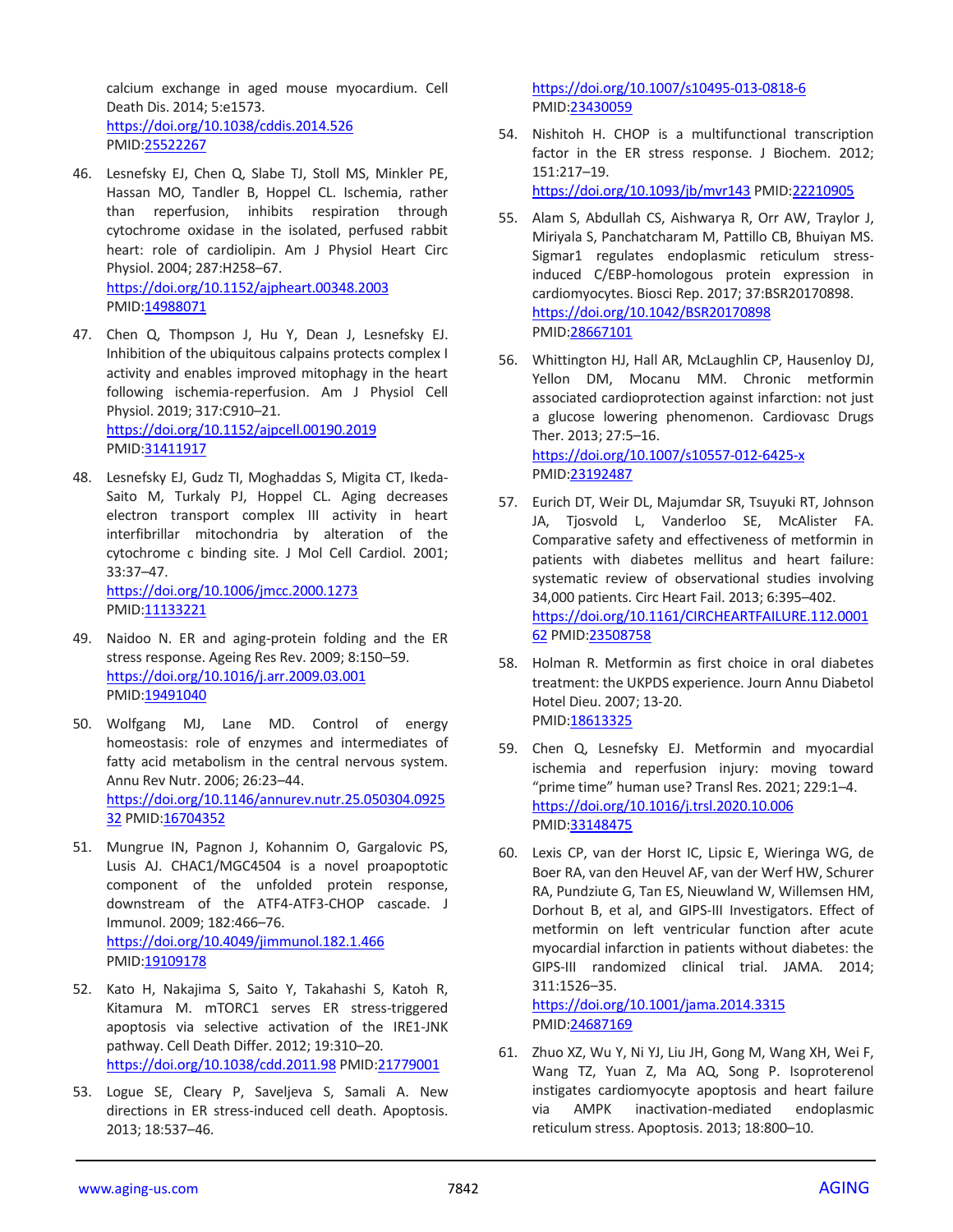calcium exchange in aged mouse myocardium. Cell Death Dis. 2014; 5:e1573.
https://doi.org/10.1038/cddis.2014.526
PMID:25522267

46. Lesnefsky EJ, Chen Q, Slabe TJ, Stoll MS, Minkler PE, Hassan MO, Tandler B, Hoppel CL. Ischemia, rather than reperfusion, inhibits respiration through cytochrome oxidase in the isolated, perfused rabbit heart: role of cardiolipin. Am J Physiol Heart Circ Physiol. 2004; 287:H258–67.
https://doi.org/10.1152/ajpheart.00348.2003
PMID:14988071

47. Chen Q, Thompson J, Hu Y, Dean J, Lesnefsky EJ. Inhibition of the ubiquitous calpains protects complex I activity and enables improved mitophagy in the heart following ischemia-reperfusion. Am J Physiol Cell Physiol. 2019; 317:C910–21.
https://doi.org/10.1152/ajpcell.00190.2019
PMID:31411917

48. Lesnefsky EJ, Gudz TI, Moghaddas S, Migita CT, Ikeda-Saito M, Turkaly PJ, Hoppel CL. Aging decreases electron transport complex III activity in heart interfibrillar mitochondria by alteration of the cytochrome c binding site. J Mol Cell Cardiol. 2001; 33:37–47.
https://doi.org/10.1006/jmcc.2000.1273
PMID:11133221

49. Naidoo N. ER and aging-protein folding and the ER stress response. Ageing Res Rev. 2009; 8:150–59.
https://doi.org/10.1016/j.arr.2009.03.001
PMID:19491040

50. Wolfgang MJ, Lane MD. Control of energy homeostasis: role of enzymes and intermediates of fatty acid metabolism in the central nervous system. Annu Rev Nutr. 2006; 26:23–44.
https://doi.org/10.1146/annurev.nutr.25.050304.092532 PMID:16704352

51. Mungrue IN, Pagnon J, Kohannim O, Gargalovic PS, Lusis AJ. CHAC1/MGC4504 is a novel proapoptotic component of the unfolded protein response, downstream of the ATF4-ATF3-CHOP cascade. J Immunol. 2009; 182:466–76.
https://doi.org/10.4049/jimmunol.182.1.466
PMID:19109178

52. Kato H, Nakajima S, Saito Y, Takahashi S, Katoh R, Kitamura M. mTORC1 serves ER stress-triggered apoptosis via selective activation of the IRE1-JNK pathway. Cell Death Differ. 2012; 19:310–20.
https://doi.org/10.1038/cdd.2011.98 PMID:21779001

53. Logue SE, Cleary P, Saveljeva S, Samali A. New directions in ER stress-induced cell death. Apoptosis. 2013; 18:537–46.
https://doi.org/10.1007/s10495-013-0818-6
PMID:23430059

54. Nishitoh H. CHOP is a multifunctional transcription factor in the ER stress response. J Biochem. 2012; 151:217–19.
https://doi.org/10.1093/jb/mvr143 PMID:22210905

55. Alam S, Abdullah CS, Aishwarya R, Orr AW, Traylor J, Miriyala S, Panchatcharam M, Pattillo CB, Bhuiyan MS. Sigmar1 regulates endoplasmic reticulum stress-induced C/EBP-homologous protein expression in cardiomyocytes. Biosci Rep. 2017; 37:BSR20170898.
https://doi.org/10.1042/BSR20170898
PMID:28667101

56. Whittington HJ, Hall AR, McLaughlin CP, Hausenloy DJ, Yellon DM, Mocanu MM. Chronic metformin associated cardioprotection against infarction: not just a glucose lowering phenomenon. Cardiovasc Drugs Ther. 2013; 27:5–16.
https://doi.org/10.1007/s10557-012-6425-x
PMID:23192487

57. Eurich DT, Weir DL, Majumdar SR, Tsuyuki RT, Johnson JA, Tjosvold L, Vanderloo SE, McAlister FA. Comparative safety and effectiveness of metformin in patients with diabetes mellitus and heart failure: systematic review of observational studies involving 34,000 patients. Circ Heart Fail. 2013; 6:395–402.
https://doi.org/10.1161/CIRCHEARTFAILURE.112.000162 PMID:23508758

58. Holman R. Metformin as first choice in oral diabetes treatment: the UKPDS experience. Journ Annu Diabetol Hotel Dieu. 2007; 13-20.
PMID:18613325

59. Chen Q, Lesnefsky EJ. Metformin and myocardial ischemia and reperfusion injury: moving toward "prime time" human use? Transl Res. 2021; 229:1–4.
https://doi.org/10.1016/j.trsl.2020.10.006
PMID:33148475

60. Lexis CP, van der Horst IC, Lipsic E, Wieringa WG, de Boer RA, van den Heuvel AF, van der Werf HW, Schurer RA, Pundziute G, Tan ES, Nieuwland W, Willemsen HM, Dorhout B, et al, and GIPS-III Investigators. Effect of metformin on left ventricular function after acute myocardial infarction in patients without diabetes: the GIPS-III randomized clinical trial. JAMA. 2014; 311:1526–35.
https://doi.org/10.1001/jama.2014.3315
PMID:24687169

61. Zhuo XZ, Wu Y, Ni YJ, Liu JH, Gong M, Wang XH, Wei F, Wang TZ, Yuan Z, Ma AQ, Song P. Isoproterenol instigates cardiomyocyte apoptosis and heart failure via AMPK inactivation-mediated endoplasmic reticulum stress. Apoptosis. 2013; 18:800–10.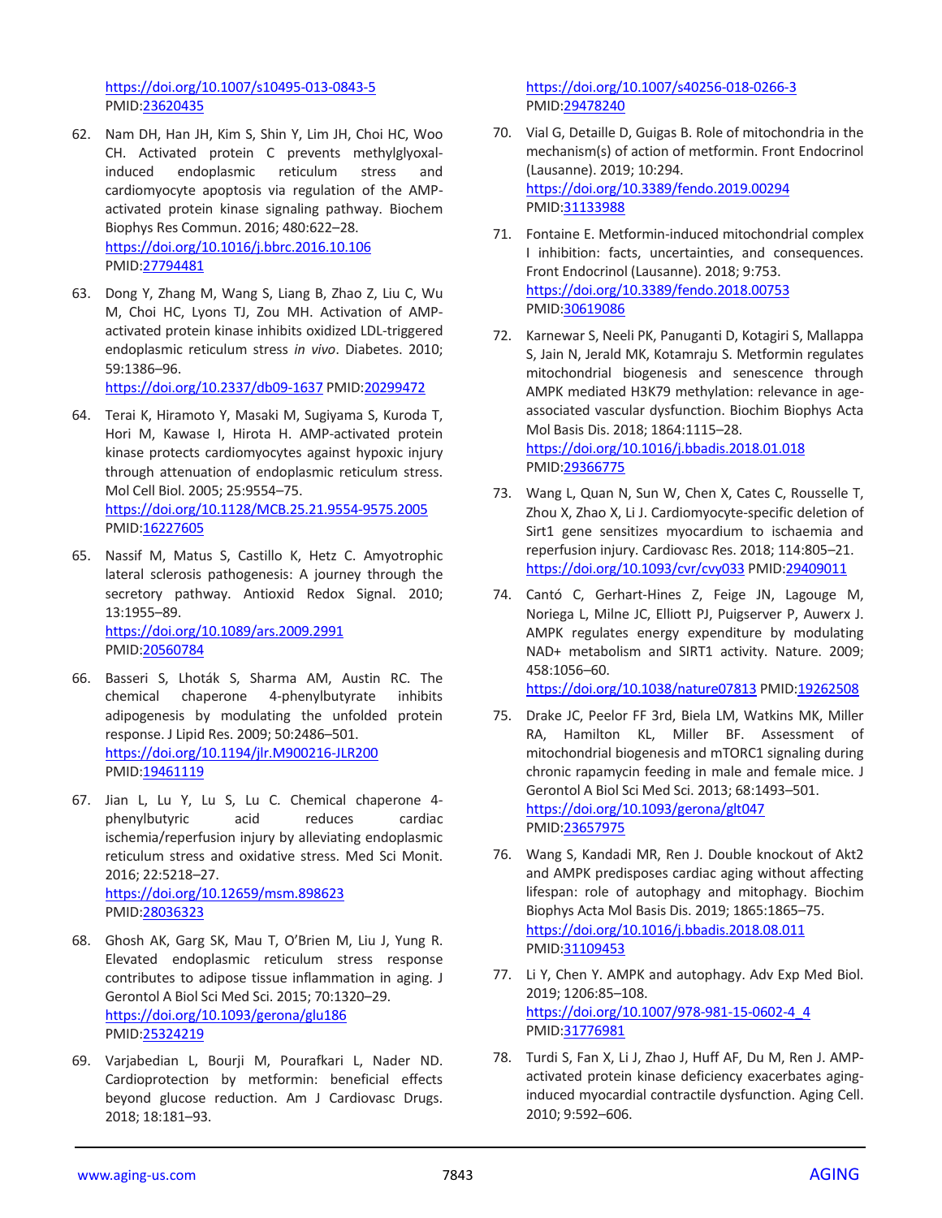https://doi.org/10.1007/s10495-013-0843-5 PMID:23620435

62. Nam DH, Han JH, Kim S, Shin Y, Lim JH, Choi HC, Woo CH. Activated protein C prevents methylglyoxal-induced endoplasmic reticulum stress and cardiomyocyte apoptosis via regulation of the AMP-activated protein kinase signaling pathway. Biochem Biophys Res Commun. 2016; 480:622–28. https://doi.org/10.1016/j.bbrc.2016.10.106 PMID:27794481

63. Dong Y, Zhang M, Wang S, Liang B, Zhao Z, Liu C, Wu M, Choi HC, Lyons TJ, Zou MH. Activation of AMP-activated protein kinase inhibits oxidized LDL-triggered endoplasmic reticulum stress *in vivo*. Diabetes. 2010; 59:1386–96. https://doi.org/10.2337/db09-1637 PMID:20299472

64. Terai K, Hiramoto Y, Masaki M, Sugiyama S, Kuroda T, Hori M, Kawase I, Hirota H. AMP-activated protein kinase protects cardiomyocytes against hypoxic injury through attenuation of endoplasmic reticulum stress. Mol Cell Biol. 2005; 25:9554–75. https://doi.org/10.1128/MCB.25.21.9554-9575.2005 PMID:16227605

65. Nassif M, Matus S, Castillo K, Hetz C. Amyotrophic lateral sclerosis pathogenesis: A journey through the secretory pathway. Antioxid Redox Signal. 2010; 13:1955–89. https://doi.org/10.1089/ars.2009.2991 PMID:20560784

66. Basseri S, Lhoták S, Sharma AM, Austin RC. The chemical chaperone 4-phenylbutyrate inhibits adipogenesis by modulating the unfolded protein response. J Lipid Res. 2009; 50:2486–501. https://doi.org/10.1194/jlr.M900216-JLR200 PMID:19461119

67. Jian L, Lu Y, Lu S, Lu C. Chemical chaperone 4-phenylbutyric acid reduces cardiac ischemia/reperfusion injury by alleviating endoplasmic reticulum stress and oxidative stress. Med Sci Monit. 2016; 22:5218–27. https://doi.org/10.12659/msm.898623 PMID:28036323

68. Ghosh AK, Garg SK, Mau T, O'Brien M, Liu J, Yung R. Elevated endoplasmic reticulum stress response contributes to adipose tissue inflammation in aging. J Gerontol A Biol Sci Med Sci. 2015; 70:1320–29. https://doi.org/10.1093/gerona/glu186 PMID:25324219

69. Varjabedian L, Bourji M, Pourafkari L, Nader ND. Cardioprotection by metformin: beneficial effects beyond glucose reduction. Am J Cardiovasc Drugs. 2018; 18:181–93. https://doi.org/10.1007/s40256-018-0266-3 PMID:29478240

70. Vial G, Detaille D, Guigas B. Role of mitochondria in the mechanism(s) of action of metformin. Front Endocrinol (Lausanne). 2019; 10:294. https://doi.org/10.3389/fendo.2019.00294 PMID:31133988

71. Fontaine E. Metformin-induced mitochondrial complex I inhibition: facts, uncertainties, and consequences. Front Endocrinol (Lausanne). 2018; 9:753. https://doi.org/10.3389/fendo.2018.00753 PMID:30619086

72. Karnewar S, Neeli PK, Panuganti D, Kotagiri S, Mallappa S, Jain N, Jerald MK, Kotamraju S. Metformin regulates mitochondrial biogenesis and senescence through AMPK mediated H3K79 methylation: relevance in age-associated vascular dysfunction. Biochim Biophys Acta Mol Basis Dis. 2018; 1864:1115–28. https://doi.org/10.1016/j.bbadis.2018.01.018 PMID:29366775

73. Wang L, Quan N, Sun W, Chen X, Cates C, Rousselle T, Zhou X, Zhao X, Li J. Cardiomyocyte-specific deletion of Sirt1 gene sensitizes myocardium to ischaemia and reperfusion injury. Cardiovasc Res. 2018; 114:805–21. https://doi.org/10.1093/cvr/cvy033 PMID:29409011

74. Cantó C, Gerhart-Hines Z, Feige JN, Lagouge M, Noriega L, Milne JC, Elliott PJ, Puigserver P, Auwerx J. AMPK regulates energy expenditure by modulating NAD+ metabolism and SIRT1 activity. Nature. 2009; 458:1056–60. https://doi.org/10.1038/nature07813 PMID:19262508

75. Drake JC, Peelor FF 3rd, Biela LM, Watkins MK, Miller RA, Hamilton KL, Miller BF. Assessment of mitochondrial biogenesis and mTORC1 signaling during chronic rapamycin feeding in male and female mice. J Gerontol A Biol Sci Med Sci. 2013; 68:1493–501. https://doi.org/10.1093/gerona/glt047 PMID:23657975

76. Wang S, Kandadi MR, Ren J. Double knockout of Akt2 and AMPK predisposes cardiac aging without affecting lifespan: role of autophagy and mitophagy. Biochim Biophys Acta Mol Basis Dis. 2019; 1865:1865–75. https://doi.org/10.1016/j.bbadis.2018.08.011 PMID:31109453

77. Li Y, Chen Y. AMPK and autophagy. Adv Exp Med Biol. 2019; 1206:85–108. https://doi.org/10.1007/978-981-15-0602-4_4 PMID:31776981

78. Turdi S, Fan X, Li J, Zhao J, Huff AF, Du M, Ren J. AMP-activated protein kinase deficiency exacerbates aging-induced myocardial contractile dysfunction. Aging Cell. 2010; 9:592–606.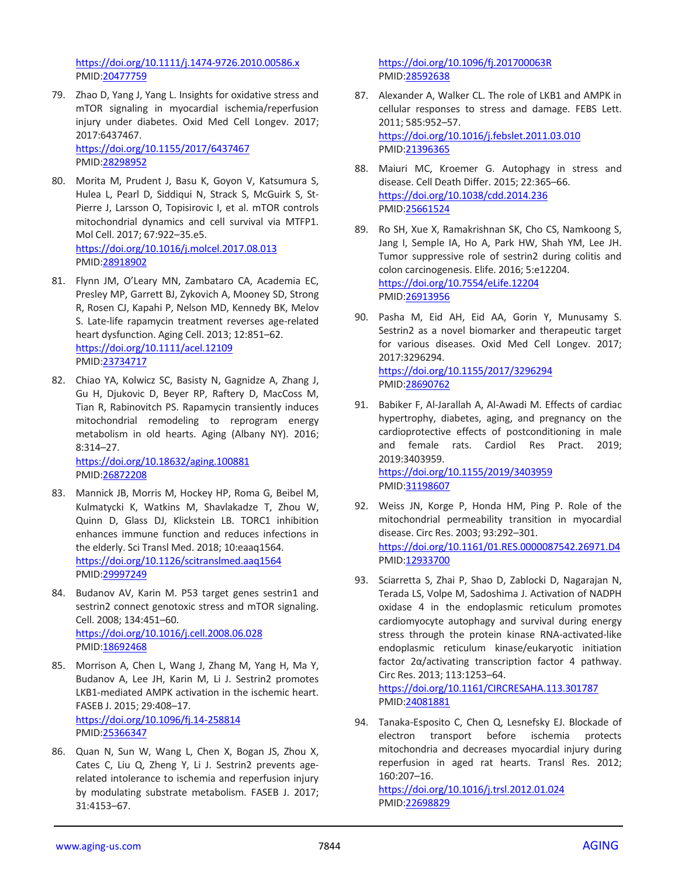https://doi.org/10.1111/j.1474-9726.2010.00586.x
PMID:20477759

79. Zhao D, Yang J, Yang L. Insights for oxidative stress and mTOR signaling in myocardial ischemia/reperfusion injury under diabetes. Oxid Med Cell Longev. 2017; 2017:6437467.
https://doi.org/10.1155/2017/6437467
PMID:28298952

80. Morita M, Prudent J, Basu K, Goyon V, Katsumura S, Hulea L, Pearl D, Siddiqui N, Strack S, McGuirk S, St-Pierre J, Larsson O, Topisirovic I, et al. mTOR controls mitochondrial dynamics and cell survival via MTFP1. Mol Cell. 2017; 67:922–35.e5.
https://doi.org/10.1016/j.molcel.2017.08.013
PMID:28918902

81. Flynn JM, O'Leary MN, Zambataro CA, Academia EC, Presley MP, Garrett BJ, Zykovich A, Mooney SD, Strong R, Rosen CJ, Kapahi P, Nelson MD, Kennedy BK, Melov S. Late-life rapamycin treatment reverses age-related heart dysfunction. Aging Cell. 2013; 12:851–62.
https://doi.org/10.1111/acel.12109
PMID:23734717

82. Chiao YA, Kolwicz SC, Basisty N, Gagnidze A, Zhang J, Gu H, Djukovic D, Beyer RP, Raftery D, MacCoss M, Tian R, Rabinovitch PS. Rapamycin transiently induces mitochondrial remodeling to reprogram energy metabolism in old hearts. Aging (Albany NY). 2016; 8:314–27.
https://doi.org/10.18632/aging.100881
PMID:26872208

83. Mannick JB, Morris M, Hockey HP, Roma G, Beibel M, Kulmatycki K, Watkins M, Shavlakadze T, Zhou W, Quinn D, Glass DJ, Klickstein LB. TORC1 inhibition enhances immune function and reduces infections in the elderly. Sci Transl Med. 2018; 10:eaaq1564.
https://doi.org/10.1126/scitranslmed.aaq1564
PMID:29997249

84. Budanov AV, Karin M. P53 target genes sestrin1 and sestrin2 connect genotoxic stress and mTOR signaling. Cell. 2008; 134:451–60.
https://doi.org/10.1016/j.cell.2008.06.028
PMID:18692468

85. Morrison A, Chen L, Wang J, Zhang M, Yang H, Ma Y, Budanov A, Lee JH, Karin M, Li J. Sestrin2 promotes LKB1-mediated AMPK activation in the ischemic heart. FASEB J. 2015; 29:408–17.
https://doi.org/10.1096/fj.14-258814
PMID:25366347

86. Quan N, Sun W, Wang L, Chen X, Bogan JS, Zhou X, Cates C, Liu Q, Zheng Y, Li J. Sestrin2 prevents age-related intolerance to ischemia and reperfusion injury by modulating substrate metabolism. FASEB J. 2017; 31:4153–67.
https://doi.org/10.1096/fj.201700063R
PMID:28592638

87. Alexander A, Walker CL. The role of LKB1 and AMPK in cellular responses to stress and damage. FEBS Lett. 2011; 585:952–57.
https://doi.org/10.1016/j.febslet.2011.03.010
PMID:21396365

88. Maiuri MC, Kroemer G. Autophagy in stress and disease. Cell Death Differ. 2015; 22:365–66.
https://doi.org/10.1038/cdd.2014.236
PMID:25661524

89. Ro SH, Xue X, Ramakrishnan SK, Cho CS, Namkoong S, Jang I, Semple IA, Ho A, Park HW, Shah YM, Lee JH. Tumor suppressive role of sestrin2 during colitis and colon carcinogenesis. Elife. 2016; 5:e12204.
https://doi.org/10.7554/eLife.12204
PMID:26913956

90. Pasha M, Eid AH, Eid AA, Gorin Y, Munusamy S. Sestrin2 as a novel biomarker and therapeutic target for various diseases. Oxid Med Cell Longev. 2017; 2017:3296294.
https://doi.org/10.1155/2017/3296294
PMID:28690762

91. Babiker F, Al-Jarallah A, Al-Awadi M. Effects of cardiac hypertrophy, diabetes, aging, and pregnancy on the cardioprotective effects of postconditioning in male and female rats. Cardiol Res Pract. 2019; 2019:3403959.
https://doi.org/10.1155/2019/3403959
PMID:31198607

92. Weiss JN, Korge P, Honda HM, Ping P. Role of the mitochondrial permeability transition in myocardial disease. Circ Res. 2003; 93:292–301.
https://doi.org/10.1161/01.RES.0000087542.26971.D4
PMID:12933700

93. Sciarretta S, Zhai P, Shao D, Zablocki D, Nagarajan N, Terada LS, Volpe M, Sadoshima J. Activation of NADPH oxidase 4 in the endoplasmic reticulum promotes cardiomyocyte autophagy and survival during energy stress through the protein kinase RNA-activated-like endoplasmic reticulum kinase/eukaryotic initiation factor 2α/activating transcription factor 4 pathway. Circ Res. 2013; 113:1253–64.
https://doi.org/10.1161/CIRCRESAHA.113.301787
PMID:24081881

94. Tanaka-Esposito C, Chen Q, Lesnefsky EJ. Blockade of electron transport before ischemia protects mitochondria and decreases myocardial injury during reperfusion in aged rat hearts. Transl Res. 2012; 160:207–16.
https://doi.org/10.1016/j.trsl.2012.01.024
PMID:22698829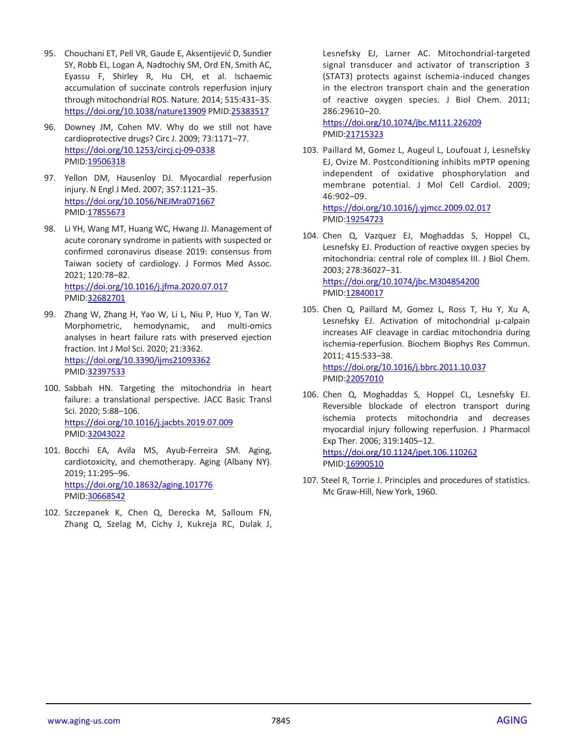95. Chouchani ET, Pell VR, Gaude E, Aksentijević D, Sundier SY, Robb EL, Logan A, Nadtochiy SM, Ord EN, Smith AC, Eyassu F, Shirley R, Hu CH, et al. Ischaemic accumulation of succinate controls reperfusion injury through mitochondrial ROS. Nature. 2014; 515:431–35. https://doi.org/10.1038/nature13909 PMID:25383517

96. Downey JM, Cohen MV. Why do we still not have cardioprotective drugs? Circ J. 2009; 73:1171–77. https://doi.org/10.1253/circj.cj-09-0338 PMID:19506318

97. Yellon DM, Hausenloy DJ. Myocardial reperfusion injury. N Engl J Med. 2007; 357:1121–35. https://doi.org/10.1056/NEJMra071667 PMID:17855673

98. Li YH, Wang MT, Huang WC, Hwang JJ. Management of acute coronary syndrome in patients with suspected or confirmed coronavirus disease 2019: consensus from Taiwan society of cardiology. J Formos Med Assoc. 2021; 120:78–82. https://doi.org/10.1016/j.jfma.2020.07.017 PMID:32682701

99. Zhang W, Zhang H, Yao W, Li L, Niu P, Huo Y, Tan W. Morphometric, hemodynamic, and multi-omics analyses in heart failure rats with preserved ejection fraction. Int J Mol Sci. 2020; 21:3362. https://doi.org/10.3390/ijms21093362 PMID:32397533

100. Sabbah HN. Targeting the mitochondria in heart failure: a translational perspective. JACC Basic Transl Sci. 2020; 5:88–106. https://doi.org/10.1016/j.jacbts.2019.07.009 PMID:32043022

101. Bocchi EA, Avila MS, Ayub-Ferreira SM. Aging, cardiotoxicity, and chemotherapy. Aging (Albany NY). 2019; 11:295–96. https://doi.org/10.18632/aging.101776 PMID:30668542

102. Szczepanek K, Chen Q, Derecka M, Salloum FN, Zhang Q, Szelag M, Cichy J, Kukreja RC, Dulak J, Lesnefsky EJ, Larner AC. Mitochondrial-targeted signal transducer and activator of transcription 3 (STAT3) protects against ischemia-induced changes in the electron transport chain and the generation of reactive oxygen species. J Biol Chem. 2011; 286:29610–20. https://doi.org/10.1074/jbc.M111.226209 PMID:21715323

103. Paillard M, Gomez L, Augeul L, Loufouat J, Lesnefsky EJ, Ovize M. Postconditioning inhibits mPTP opening independent of oxidative phosphorylation and membrane potential. J Mol Cell Cardiol. 2009; 46:902–09. https://doi.org/10.1016/j.yjmcc.2009.02.017 PMID:19254723

104. Chen Q, Vazquez EJ, Moghaddas S, Hoppel CL, Lesnefsky EJ. Production of reactive oxygen species by mitochondria: central role of complex III. J Biol Chem. 2003; 278:36027–31. https://doi.org/10.1074/jbc.M304854200 PMID:12840017

105. Chen Q, Paillard M, Gomez L, Ross T, Hu Y, Xu A, Lesnefsky EJ. Activation of mitochondrial μ-calpain increases AIF cleavage in cardiac mitochondria during ischemia-reperfusion. Biochem Biophys Res Commun. 2011; 415:533–38. https://doi.org/10.1016/j.bbrc.2011.10.037 PMID:22057010

106. Chen Q, Moghaddas S, Hoppel CL, Lesnefsky EJ. Reversible blockade of electron transport during ischemia protects mitochondria and decreases myocardial injury following reperfusion. J Pharmacol Exp Ther. 2006; 319:1405–12. https://doi.org/10.1124/jpet.106.110262 PMID:16990510

107. Steel R, Torrie J. Principles and procedures of statistics. Mc Graw-Hill, New York, 1960.